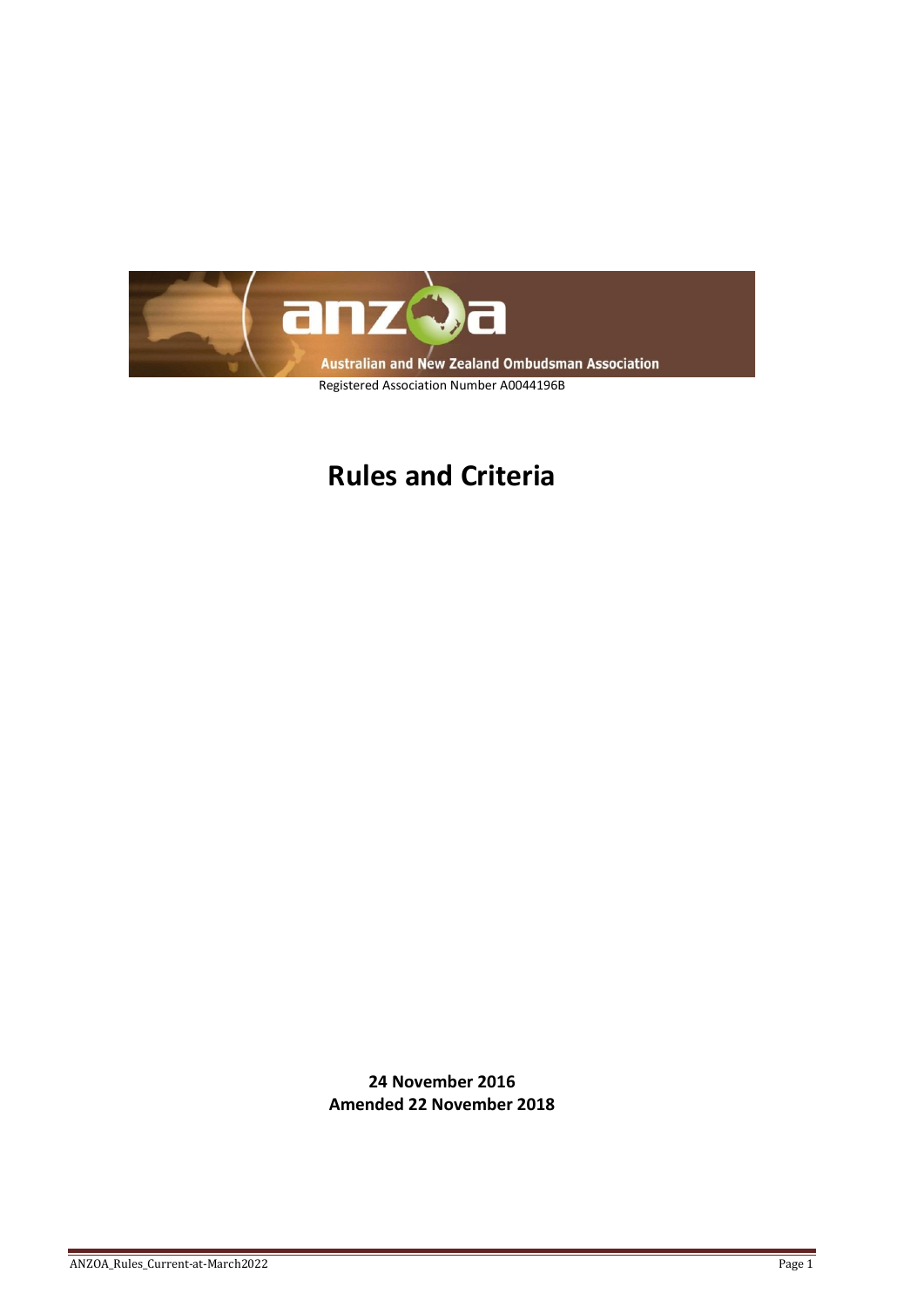Australian and New Zealand Ombudsman Association

Registered Association Number A0044196B

# Rules and Criteria

**24 November 2016**
**Amended 22 November 2018**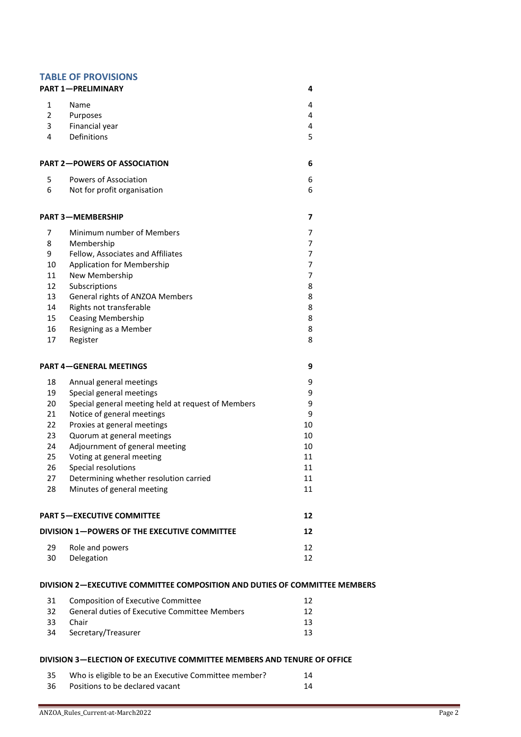## TABLE OF PROVISIONS

| | | |
|---|---|---|
| **PART 1—PRELIMINARY** | | **4** |
| 1 | Name | 4 |
| 2 | Purposes | 4 |
| 3 | Financial year | 4 |
| 4 | Definitions | 5 |
| **PART 2—POWERS OF ASSOCIATION** | | **6** |
| 5 | Powers of Association | 6 |
| 6 | Not for profit organisation | 6 |
| **PART 3—MEMBERSHIP** | | **7** |
| 7 | Minimum number of Members | 7 |
| 8 | Membership | 7 |
| 9 | Fellow, Associates and Affiliates | 7 |
| 10 | Application for Membership | 7 |
| 11 | New Membership | 7 |
| 12 | Subscriptions | 8 |
| 13 | General rights of ANZOA Members | 8 |
| 14 | Rights not transferable | 8 |
| 15 | Ceasing Membership | 8 |
| 16 | Resigning as a Member | 8 |
| 17 | Register | 8 |
| **PART 4—GENERAL MEETINGS** | | **9** |
| 18 | Annual general meetings | 9 |
| 19 | Special general meetings | 9 |
| 20 | Special general meeting held at request of Members | 9 |
| 21 | Notice of general meetings | 9 |
| 22 | Proxies at general meetings | 10 |
| 23 | Quorum at general meetings | 10 |
| 24 | Adjournment of general meeting | 10 |
| 25 | Voting at general meeting | 11 |
| 26 | Special resolutions | 11 |
| 27 | Determining whether resolution carried | 11 |
| 28 | Minutes of general meeting | 11 |
| **PART 5—EXECUTIVE COMMITTEE** | | **12** |
| **DIVISION 1—POWERS OF THE EXECUTIVE COMMITTEE** | | **12** |
| 29 | Role and powers | 12 |
| 30 | Delegation | 12 |
| **DIVISION 2—EXECUTIVE COMMITTEE COMPOSITION AND DUTIES OF COMMITTEE MEMBERS** | | |
| 31 | Composition of Executive Committee | 12 |
| 32 | General duties of Executive Committee Members | 12 |
| 33 | Chair | 13 |
| 34 | Secretary/Treasurer | 13 |
| **DIVISION 3—ELECTION OF EXECUTIVE COMMITTEE MEMBERS AND TENURE OF OFFICE** | | |
| 35 | Who is eligible to be an Executive Committee member? | 14 |
| 36 | Positions to be declared vacant | 14 |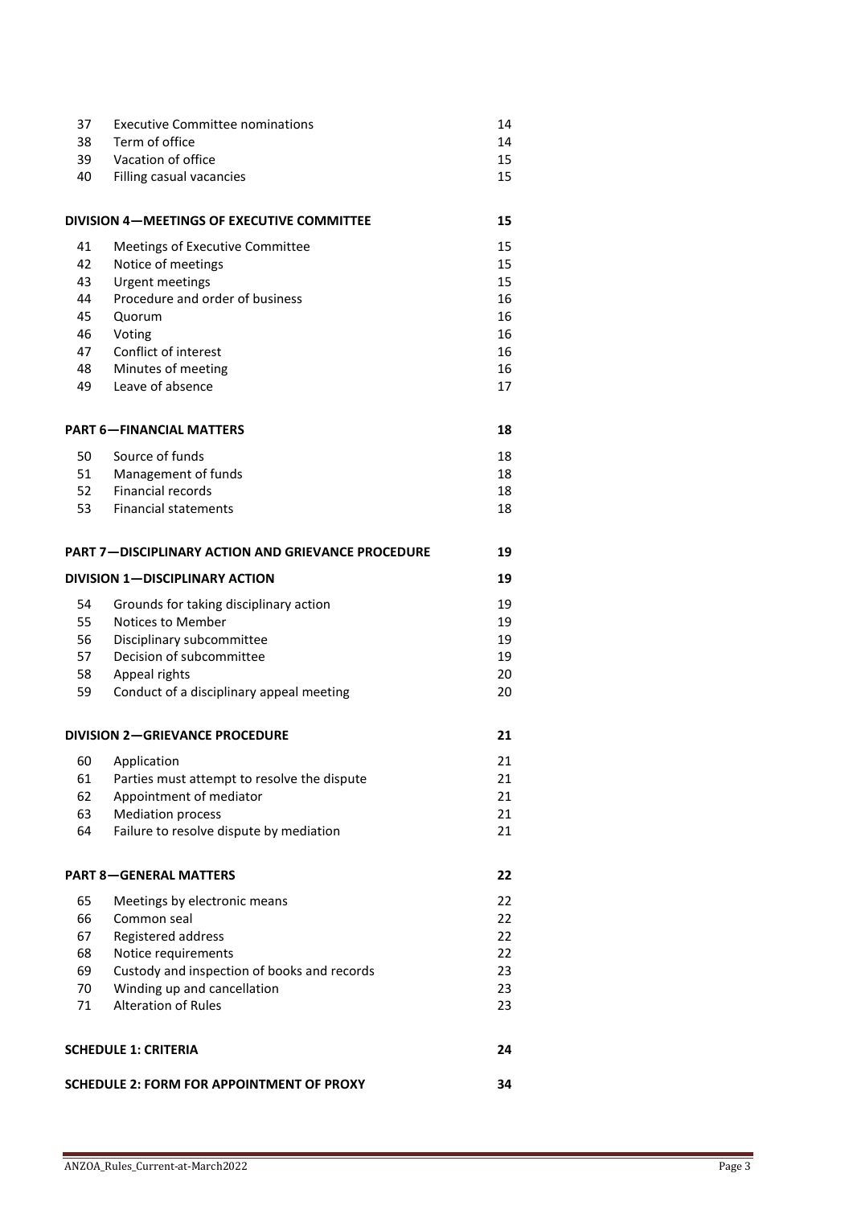| | | |
|---|---|---|
| 37 | Executive Committee nominations | 14 |
| 38 | Term of office | 14 |
| 39 | Vacation of office | 15 |
| 40 | Filling casual vacancies | 15 |

**DIVISION 4—MEETINGS OF EXECUTIVE COMMITTEE** **15**

| | | |
|---|---|---|
| 41 | Meetings of Executive Committee | 15 |
| 42 | Notice of meetings | 15 |
| 43 | Urgent meetings | 15 |
| 44 | Procedure and order of business | 16 |
| 45 | Quorum | 16 |
| 46 | Voting | 16 |
| 47 | Conflict of interest | 16 |
| 48 | Minutes of meeting | 16 |
| 49 | Leave of absence | 17 |

**PART 6—FINANCIAL MATTERS** **18**

| | | |
|---|---|---|
| 50 | Source of funds | 18 |
| 51 | Management of funds | 18 |
| 52 | Financial records | 18 |
| 53 | Financial statements | 18 |

**PART 7—DISCIPLINARY ACTION AND GRIEVANCE PROCEDURE** **19**

**DIVISION 1—DISCIPLINARY ACTION** **19**

| | | |
|---|---|---|
| 54 | Grounds for taking disciplinary action | 19 |
| 55 | Notices to Member | 19 |
| 56 | Disciplinary subcommittee | 19 |
| 57 | Decision of subcommittee | 19 |
| 58 | Appeal rights | 20 |
| 59 | Conduct of a disciplinary appeal meeting | 20 |

**DIVISION 2—GRIEVANCE PROCEDURE** **21**

| | | |
|---|---|---|
| 60 | Application | 21 |
| 61 | Parties must attempt to resolve the dispute | 21 |
| 62 | Appointment of mediator | 21 |
| 63 | Mediation process | 21 |
| 64 | Failure to resolve dispute by mediation | 21 |

**PART 8—GENERAL MATTERS** **22**

| | | |
|---|---|---|
| 65 | Meetings by electronic means | 22 |
| 66 | Common seal | 22 |
| 67 | Registered address | 22 |
| 68 | Notice requirements | 22 |
| 69 | Custody and inspection of books and records | 23 |
| 70 | Winding up and cancellation | 23 |
| 71 | Alteration of Rules | 23 |

**SCHEDULE 1: CRITERIA** **24**

**SCHEDULE 2: FORM FOR APPOINTMENT OF PROXY** **34**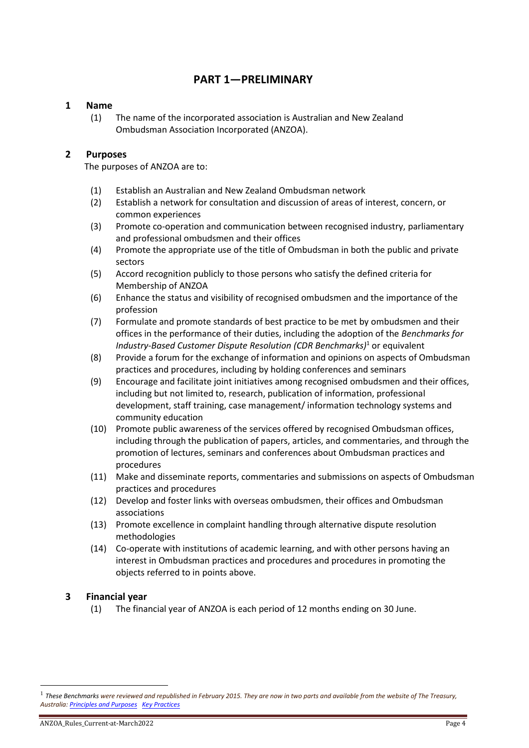# PART 1—PRELIMINARY

## 1 Name

(1) The name of the incorporated association is Australian and New Zealand Ombudsman Association Incorporated (ANZOA).

## 2 Purposes

The purposes of ANZOA are to:

(1) Establish an Australian and New Zealand Ombudsman network

(2) Establish a network for consultation and discussion of areas of interest, concern, or common experiences

(3) Promote co-operation and communication between recognised industry, parliamentary and professional ombudsmen and their offices

(4) Promote the appropriate use of the title of Ombudsman in both the public and private sectors

(5) Accord recognition publicly to those persons who satisfy the defined criteria for Membership of ANZOA

(6) Enhance the status and visibility of recognised ombudsmen and the importance of the profession

(7) Formulate and promote standards of best practice to be met by ombudsmen and their offices in the performance of their duties, including the adoption of the *Benchmarks for Industry-Based Customer Dispute Resolution (CDR Benchmarks)*[1] or equivalent

(8) Provide a forum for the exchange of information and opinions on aspects of Ombudsman practices and procedures, including by holding conferences and seminars

(9) Encourage and facilitate joint initiatives among recognised ombudsmen and their offices, including but not limited to, research, publication of information, professional development, staff training, case management/ information technology systems and community education

(10) Promote public awareness of the services offered by recognised Ombudsman offices, including through the publication of papers, articles, and commentaries, and through the promotion of lectures, seminars and conferences about Ombudsman practices and procedures

(11) Make and disseminate reports, commentaries and submissions on aspects of Ombudsman practices and procedures

(12) Develop and foster links with overseas ombudsmen, their offices and Ombudsman associations

(13) Promote excellence in complaint handling through alternative dispute resolution methodologies

(14) Co-operate with institutions of academic learning, and with other persons having an interest in Ombudsman practices and procedures and procedures in promoting the objects referred to in points above.

## 3 Financial year

(1) The financial year of ANZOA is each period of 12 months ending on 30 June.

---

[1] *These Benchmarks were reviewed and republished in February 2015. They are now in two parts and available from the website of The Treasury, Australia: Principles and Purposes Key Practices*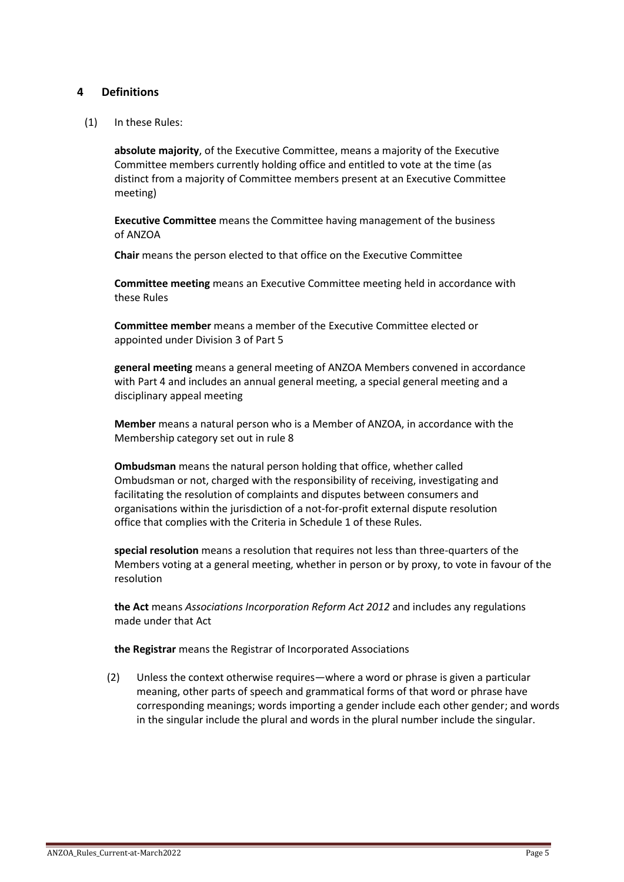## 4 Definitions

(1) In these Rules:

**absolute majority**, of the Executive Committee, means a majority of the Executive Committee members currently holding office and entitled to vote at the time (as distinct from a majority of Committee members present at an Executive Committee meeting)

**Executive Committee** means the Committee having management of the business of ANZOA

**Chair** means the person elected to that office on the Executive Committee

**Committee meeting** means an Executive Committee meeting held in accordance with these Rules

**Committee member** means a member of the Executive Committee elected or appointed under Division 3 of Part 5

**general meeting** means a general meeting of ANZOA Members convened in accordance with Part 4 and includes an annual general meeting, a special general meeting and a disciplinary appeal meeting

**Member** means a natural person who is a Member of ANZOA, in accordance with the Membership category set out in rule 8

**Ombudsman** means the natural person holding that office, whether called Ombudsman or not, charged with the responsibility of receiving, investigating and facilitating the resolution of complaints and disputes between consumers and organisations within the jurisdiction of a not-for-profit external dispute resolution office that complies with the Criteria in Schedule 1 of these Rules.

**special resolution** means a resolution that requires not less than three-quarters of the Members voting at a general meeting, whether in person or by proxy, to vote in favour of the resolution

**the Act** means *Associations Incorporation Reform Act 2012* and includes any regulations made under that Act

**the Registrar** means the Registrar of Incorporated Associations

(2) Unless the context otherwise requires—where a word or phrase is given a particular meaning, other parts of speech and grammatical forms of that word or phrase have corresponding meanings; words importing a gender include each other gender; and words in the singular include the plural and words in the plural number include the singular.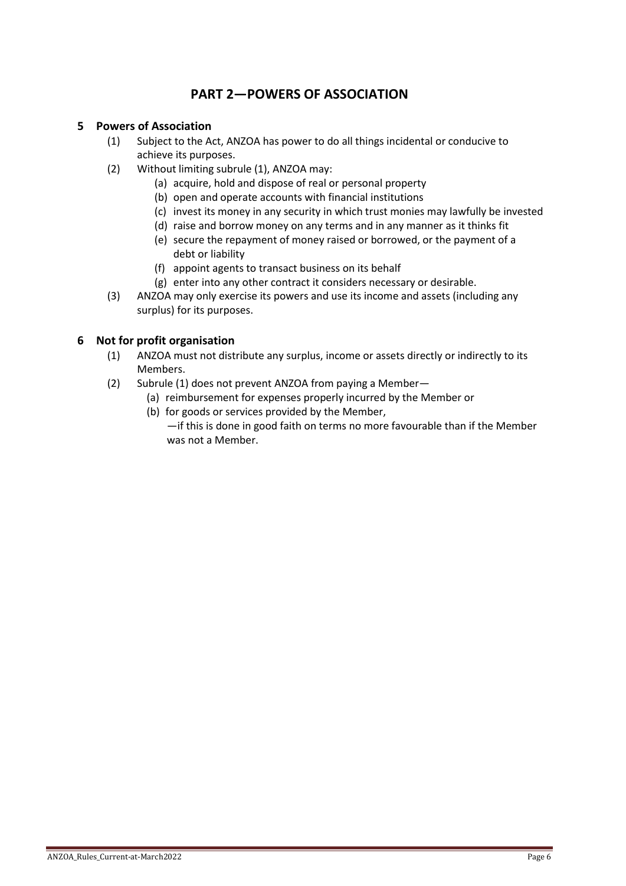# PART 2—POWERS OF ASSOCIATION

## 5 Powers of Association

(1) Subject to the Act, ANZOA has power to do all things incidental or conducive to achieve its purposes.

(2) Without limiting subrule (1), ANZOA may:

- (a) acquire, hold and dispose of real or personal property
- (b) open and operate accounts with financial institutions
- (c) invest its money in any security in which trust monies may lawfully be invested
- (d) raise and borrow money on any terms and in any manner as it thinks fit
- (e) secure the repayment of money raised or borrowed, or the payment of a debt or liability
- (f) appoint agents to transact business on its behalf
- (g) enter into any other contract it considers necessary or desirable.

(3) ANZOA may only exercise its powers and use its income and assets (including any surplus) for its purposes.

## 6 Not for profit organisation

(1) ANZOA must not distribute any surplus, income or assets directly or indirectly to its Members.

(2) Subrule (1) does not prevent ANZOA from paying a Member—

- (a) reimbursement for expenses properly incurred by the Member or
- (b) for goods or services provided by the Member,

—if this is done in good faith on terms no more favourable than if the Member was not a Member.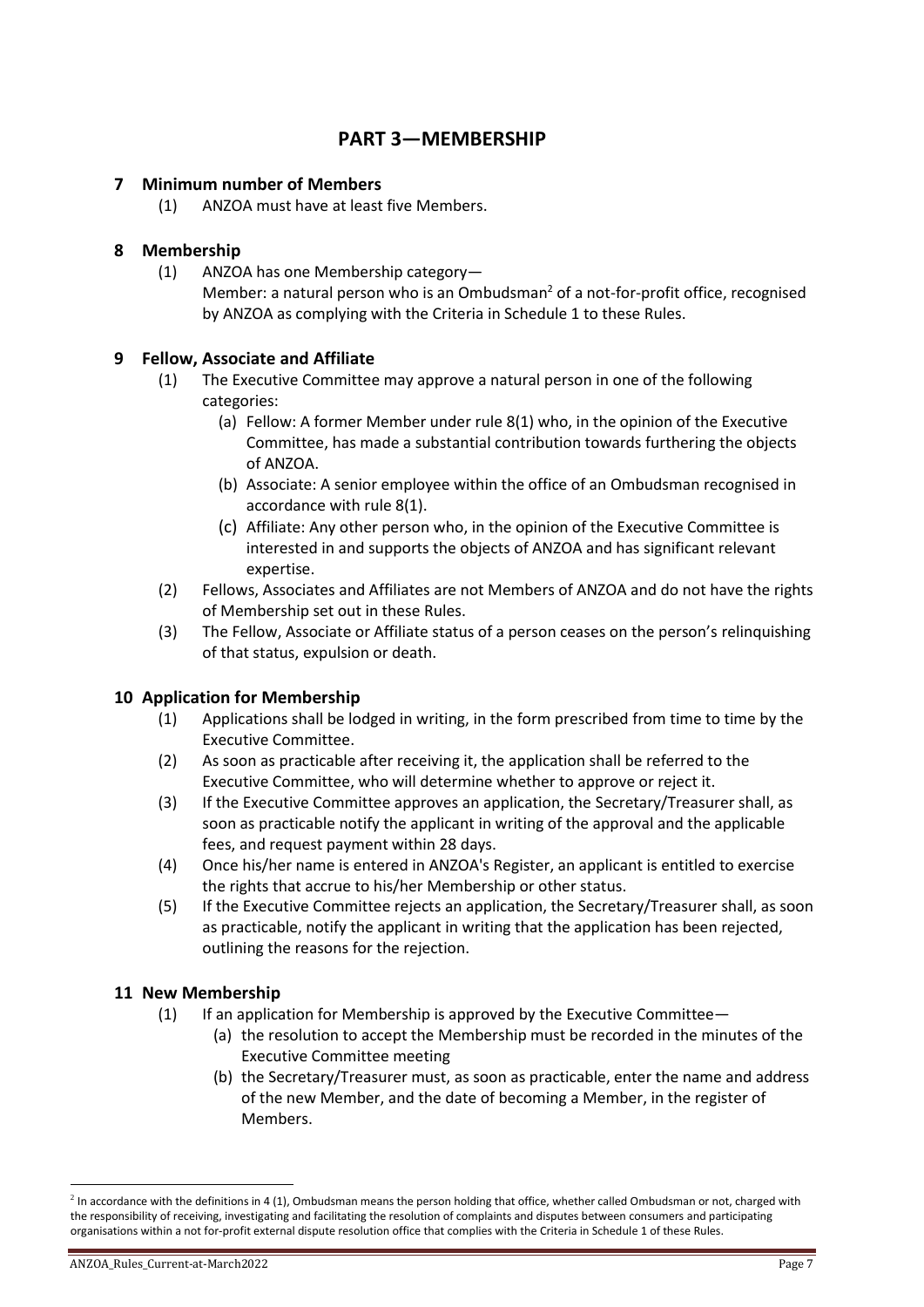# PART 3—MEMBERSHIP

## 7 Minimum number of Members

(1) ANZOA must have at least five Members.

## 8 Membership

(1) ANZOA has one Membership category—
Member: a natural person who is an Ombudsman[2] of a not-for-profit office, recognised by ANZOA as complying with the Criteria in Schedule 1 to these Rules.

## 9 Fellow, Associate and Affiliate

(1) The Executive Committee may approve a natural person in one of the following categories:

(a) Fellow: A former Member under rule 8(1) who, in the opinion of the Executive Committee, has made a substantial contribution towards furthering the objects of ANZOA.

(b) Associate: A senior employee within the office of an Ombudsman recognised in accordance with rule 8(1).

(c) Affiliate: Any other person who, in the opinion of the Executive Committee is interested in and supports the objects of ANZOA and has significant relevant expertise.

(2) Fellows, Associates and Affiliates are not Members of ANZOA and do not have the rights of Membership set out in these Rules.

(3) The Fellow, Associate or Affiliate status of a person ceases on the person's relinquishing of that status, expulsion or death.

## 10 Application for Membership

(1) Applications shall be lodged in writing, in the form prescribed from time to time by the Executive Committee.

(2) As soon as practicable after receiving it, the application shall be referred to the Executive Committee, who will determine whether to approve or reject it.

(3) If the Executive Committee approves an application, the Secretary/Treasurer shall, as soon as practicable notify the applicant in writing of the approval and the applicable fees, and request payment within 28 days.

(4) Once his/her name is entered in ANZOA's Register, an applicant is entitled to exercise the rights that accrue to his/her Membership or other status.

(5) If the Executive Committee rejects an application, the Secretary/Treasurer shall, as soon as practicable, notify the applicant in writing that the application has been rejected, outlining the reasons for the rejection.

## 11 New Membership

(1) If an application for Membership is approved by the Executive Committee—

(a) the resolution to accept the Membership must be recorded in the minutes of the Executive Committee meeting

(b) the Secretary/Treasurer must, as soon as practicable, enter the name and address of the new Member, and the date of becoming a Member, in the register of Members.

---

[2] In accordance with the definitions in 4 (1), Ombudsman means the person holding that office, whether called Ombudsman or not, charged with the responsibility of receiving, investigating and facilitating the resolution of complaints and disputes between consumers and participating organisations within a not for-profit external dispute resolution office that complies with the Criteria in Schedule 1 of these Rules.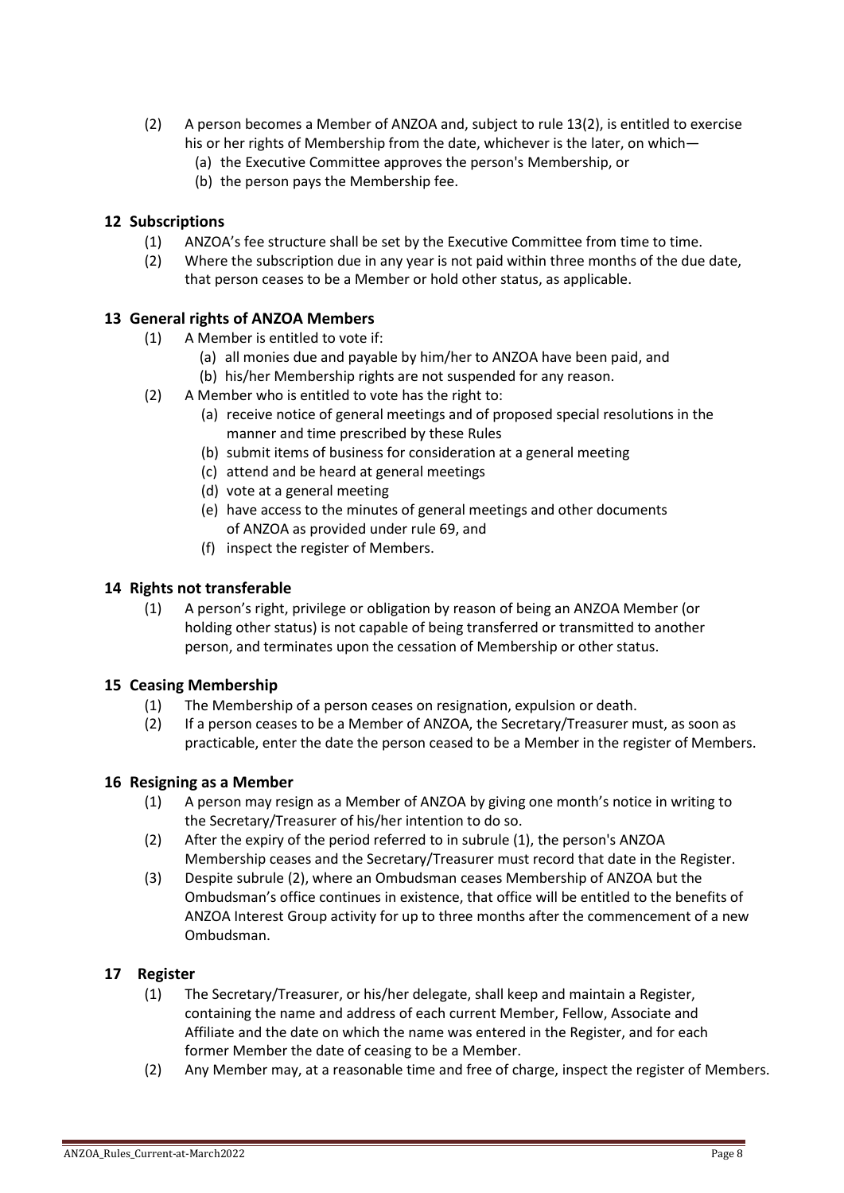(2) A person becomes a Member of ANZOA and, subject to rule 13(2), is entitled to exercise his or her rights of Membership from the date, whichever is the later, on which—
   (a) the Executive Committee approves the person's Membership, or
   (b) the person pays the Membership fee.

## 12 Subscriptions

(1) ANZOA's fee structure shall be set by the Executive Committee from time to time.

(2) Where the subscription due in any year is not paid within three months of the due date, that person ceases to be a Member or hold other status, as applicable.

## 13 General rights of ANZOA Members

(1) A Member is entitled to vote if:
   (a) all monies due and payable by him/her to ANZOA have been paid, and
   (b) his/her Membership rights are not suspended for any reason.

(2) A Member who is entitled to vote has the right to:
   (a) receive notice of general meetings and of proposed special resolutions in the manner and time prescribed by these Rules
   (b) submit items of business for consideration at a general meeting
   (c) attend and be heard at general meetings
   (d) vote at a general meeting
   (e) have access to the minutes of general meetings and other documents of ANZOA as provided under rule 69, and
   (f) inspect the register of Members.

## 14 Rights not transferable

(1) A person's right, privilege or obligation by reason of being an ANZOA Member (or holding other status) is not capable of being transferred or transmitted to another person, and terminates upon the cessation of Membership or other status.

## 15 Ceasing Membership

(1) The Membership of a person ceases on resignation, expulsion or death.

(2) If a person ceases to be a Member of ANZOA, the Secretary/Treasurer must, as soon as practicable, enter the date the person ceased to be a Member in the register of Members.

## 16 Resigning as a Member

(1) A person may resign as a Member of ANZOA by giving one month's notice in writing to the Secretary/Treasurer of his/her intention to do so.

(2) After the expiry of the period referred to in subrule (1), the person's ANZOA Membership ceases and the Secretary/Treasurer must record that date in the Register.

(3) Despite subrule (2), where an Ombudsman ceases Membership of ANZOA but the Ombudsman's office continues in existence, that office will be entitled to the benefits of ANZOA Interest Group activity for up to three months after the commencement of a new Ombudsman.

## 17 Register

(1) The Secretary/Treasurer, or his/her delegate, shall keep and maintain a Register, containing the name and address of each current Member, Fellow, Associate and Affiliate and the date on which the name was entered in the Register, and for each former Member the date of ceasing to be a Member.

(2) Any Member may, at a reasonable time and free of charge, inspect the register of Members.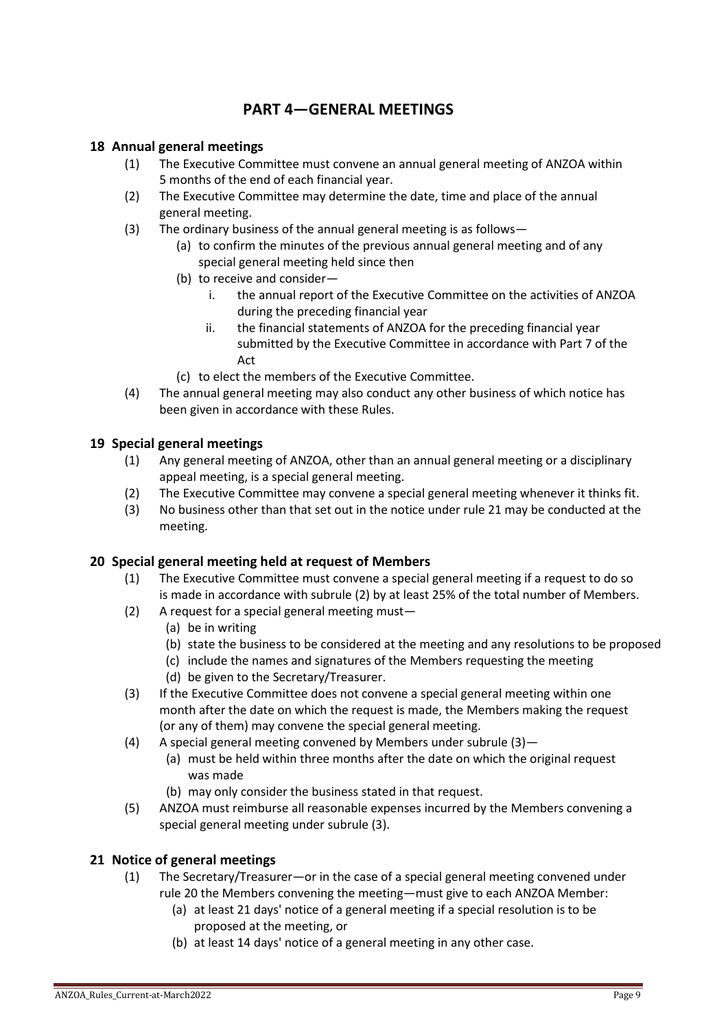# PART 4—GENERAL MEETINGS

## 18 Annual general meetings

(1) The Executive Committee must convene an annual general meeting of ANZOA within 5 months of the end of each financial year.

(2) The Executive Committee may determine the date, time and place of the annual general meeting.

(3) The ordinary business of the annual general meeting is as follows—

- (a) to confirm the minutes of the previous annual general meeting and of any special general meeting held since then
- (b) to receive and consider—
  - i. the annual report of the Executive Committee on the activities of ANZOA during the preceding financial year
  - ii. the financial statements of ANZOA for the preceding financial year submitted by the Executive Committee in accordance with Part 7 of the Act
- (c) to elect the members of the Executive Committee.

(4) The annual general meeting may also conduct any other business of which notice has been given in accordance with these Rules.

## 19 Special general meetings

(1) Any general meeting of ANZOA, other than an annual general meeting or a disciplinary appeal meeting, is a special general meeting.

(2) The Executive Committee may convene a special general meeting whenever it thinks fit.

(3) No business other than that set out in the notice under rule 21 may be conducted at the meeting.

## 20 Special general meeting held at request of Members

(1) The Executive Committee must convene a special general meeting if a request to do so is made in accordance with subrule (2) by at least 25% of the total number of Members.

(2) A request for a special general meeting must—

- (a) be in writing
- (b) state the business to be considered at the meeting and any resolutions to be proposed
- (c) include the names and signatures of the Members requesting the meeting
- (d) be given to the Secretary/Treasurer.

(3) If the Executive Committee does not convene a special general meeting within one month after the date on which the request is made, the Members making the request (or any of them) may convene the special general meeting.

(4) A special general meeting convened by Members under subrule (3)—

- (a) must be held within three months after the date on which the original request was made
- (b) may only consider the business stated in that request.

(5) ANZOA must reimburse all reasonable expenses incurred by the Members convening a special general meeting under subrule (3).

## 21 Notice of general meetings

(1) The Secretary/Treasurer—or in the case of a special general meeting convened under rule 20 the Members convening the meeting—must give to each ANZOA Member:

- (a) at least 21 days' notice of a general meeting if a special resolution is to be proposed at the meeting, or
- (b) at least 14 days' notice of a general meeting in any other case.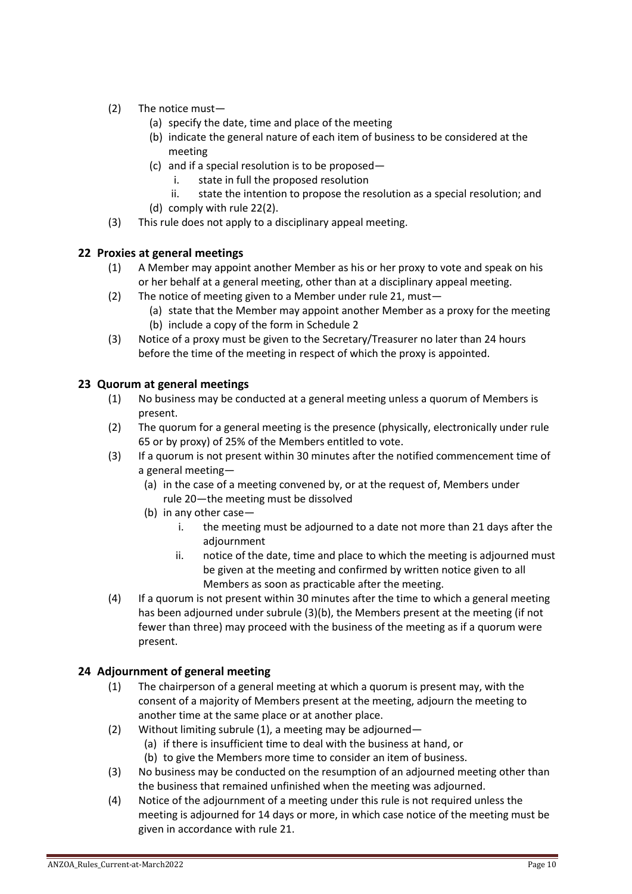(2) The notice must—

   (a) specify the date, time and place of the meeting
   (b) indicate the general nature of each item of business to be considered at the meeting
   (c) and if a special resolution is to be proposed—
      i. state in full the proposed resolution
      ii. state the intention to propose the resolution as a special resolution; and
   (d) comply with rule 22(2).

(3) This rule does not apply to a disciplinary appeal meeting.

## 22 Proxies at general meetings

(1) A Member may appoint another Member as his or her proxy to vote and speak on his or her behalf at a general meeting, other than at a disciplinary appeal meeting.

(2) The notice of meeting given to a Member under rule 21, must—

   (a) state that the Member may appoint another Member as a proxy for the meeting
   (b) include a copy of the form in Schedule 2

(3) Notice of a proxy must be given to the Secretary/Treasurer no later than 24 hours before the time of the meeting in respect of which the proxy is appointed.

## 23 Quorum at general meetings

(1) No business may be conducted at a general meeting unless a quorum of Members is present.

(2) The quorum for a general meeting is the presence (physically, electronically under rule 65 or by proxy) of 25% of the Members entitled to vote.

(3) If a quorum is not present within 30 minutes after the notified commencement time of a general meeting—

   (a) in the case of a meeting convened by, or at the request of, Members under rule 20—the meeting must be dissolved
   (b) in any other case—
      i. the meeting must be adjourned to a date not more than 21 days after the adjournment
      ii. notice of the date, time and place to which the meeting is adjourned must be given at the meeting and confirmed by written notice given to all Members as soon as practicable after the meeting.

(4) If a quorum is not present within 30 minutes after the time to which a general meeting has been adjourned under subrule (3)(b), the Members present at the meeting (if not fewer than three) may proceed with the business of the meeting as if a quorum were present.

## 24 Adjournment of general meeting

(1) The chairperson of a general meeting at which a quorum is present may, with the consent of a majority of Members present at the meeting, adjourn the meeting to another time at the same place or at another place.

(2) Without limiting subrule (1), a meeting may be adjourned—

   (a) if there is insufficient time to deal with the business at hand, or
   (b) to give the Members more time to consider an item of business.

(3) No business may be conducted on the resumption of an adjourned meeting other than the business that remained unfinished when the meeting was adjourned.

(4) Notice of the adjournment of a meeting under this rule is not required unless the meeting is adjourned for 14 days or more, in which case notice of the meeting must be given in accordance with rule 21.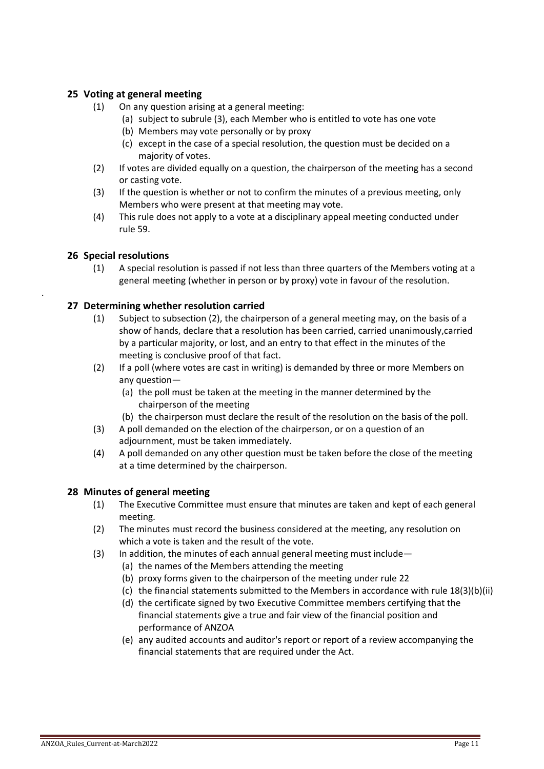## 25 Voting at general meeting

(1) On any question arising at a general meeting:

   (a) subject to subrule (3), each Member who is entitled to vote has one vote

   (b) Members may vote personally or by proxy

   (c) except in the case of a special resolution, the question must be decided on a majority of votes.

(2) If votes are divided equally on a question, the chairperson of the meeting has a second or casting vote.

(3) If the question is whether or not to confirm the minutes of a previous meeting, only Members who were present at that meeting may vote.

(4) This rule does not apply to a vote at a disciplinary appeal meeting conducted under rule 59.

## 26 Special resolutions

(1) A special resolution is passed if not less than three quarters of the Members voting at a general meeting (whether in person or by proxy) vote in favour of the resolution.

## 27 Determining whether resolution carried

(1) Subject to subsection (2), the chairperson of a general meeting may, on the basis of a show of hands, declare that a resolution has been carried, carried unanimously,carried by a particular majority, or lost, and an entry to that effect in the minutes of the meeting is conclusive proof of that fact.

(2) If a poll (where votes are cast in writing) is demanded by three or more Members on any question—

   (a) the poll must be taken at the meeting in the manner determined by the chairperson of the meeting

   (b) the chairperson must declare the result of the resolution on the basis of the poll.

(3) A poll demanded on the election of the chairperson, or on a question of an adjournment, must be taken immediately.

(4) A poll demanded on any other question must be taken before the close of the meeting at a time determined by the chairperson.

## 28 Minutes of general meeting

(1) The Executive Committee must ensure that minutes are taken and kept of each general meeting.

(2) The minutes must record the business considered at the meeting, any resolution on which a vote is taken and the result of the vote.

(3) In addition, the minutes of each annual general meeting must include—

   (a) the names of the Members attending the meeting

   (b) proxy forms given to the chairperson of the meeting under rule 22

   (c) the financial statements submitted to the Members in accordance with rule 18(3)(b)(ii)

   (d) the certificate signed by two Executive Committee members certifying that the financial statements give a true and fair view of the financial position and performance of ANZOA

   (e) any audited accounts and auditor's report or report of a review accompanying the financial statements that are required under the Act.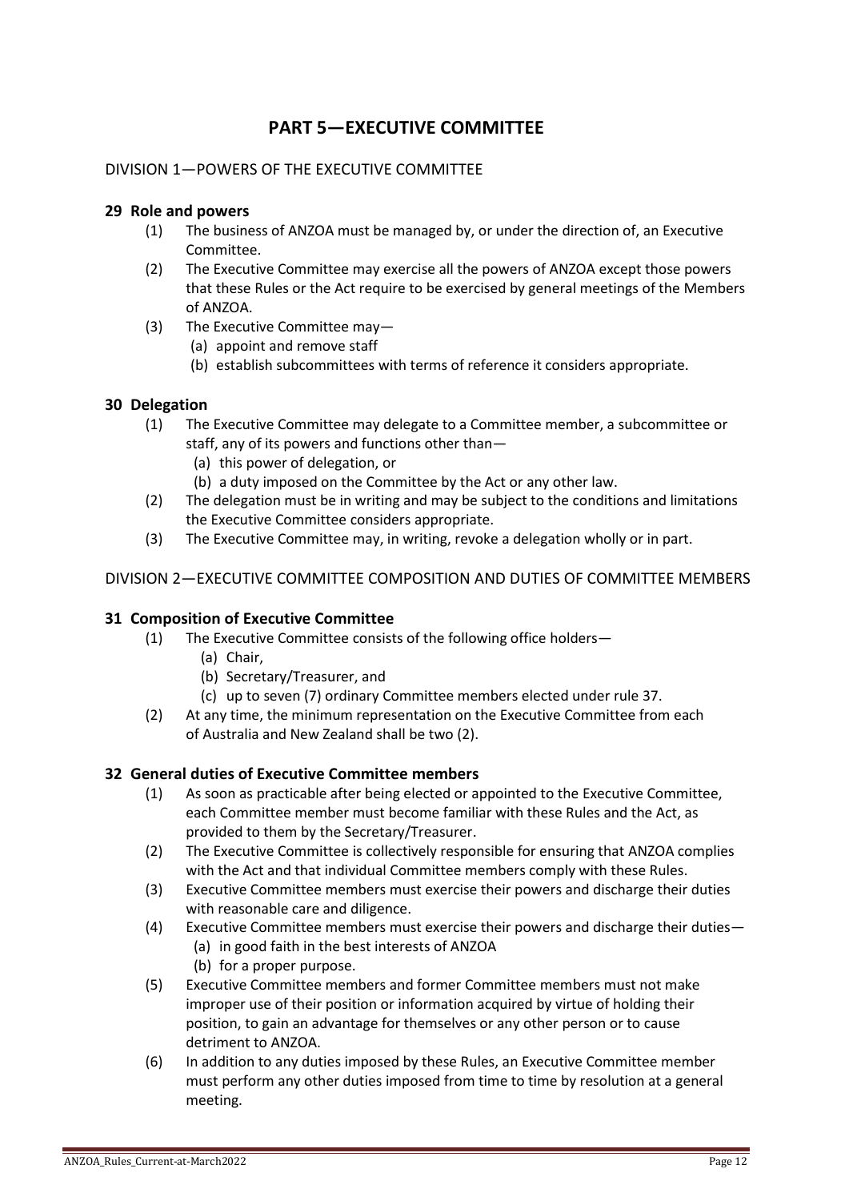# PART 5—EXECUTIVE COMMITTEE

## DIVISION 1—POWERS OF THE EXECUTIVE COMMITTEE

### 29 Role and powers

(1) The business of ANZOA must be managed by, or under the direction of, an Executive Committee.

(2) The Executive Committee may exercise all the powers of ANZOA except those powers that these Rules or the Act require to be exercised by general meetings of the Members of ANZOA.

(3) The Executive Committee may—
  (a) appoint and remove staff
  (b) establish subcommittees with terms of reference it considers appropriate.

### 30 Delegation

(1) The Executive Committee may delegate to a Committee member, a subcommittee or staff, any of its powers and functions other than—
  (a) this power of delegation, or
  (b) a duty imposed on the Committee by the Act or any other law.

(2) The delegation must be in writing and may be subject to the conditions and limitations the Executive Committee considers appropriate.

(3) The Executive Committee may, in writing, revoke a delegation wholly or in part.

## DIVISION 2—EXECUTIVE COMMITTEE COMPOSITION AND DUTIES OF COMMITTEE MEMBERS

### 31 Composition of Executive Committee

(1) The Executive Committee consists of the following office holders—
  (a) Chair,
  (b) Secretary/Treasurer, and
  (c) up to seven (7) ordinary Committee members elected under rule 37.

(2) At any time, the minimum representation on the Executive Committee from each of Australia and New Zealand shall be two (2).

### 32 General duties of Executive Committee members

(1) As soon as practicable after being elected or appointed to the Executive Committee, each Committee member must become familiar with these Rules and the Act, as provided to them by the Secretary/Treasurer.

(2) The Executive Committee is collectively responsible for ensuring that ANZOA complies with the Act and that individual Committee members comply with these Rules.

(3) Executive Committee members must exercise their powers and discharge their duties with reasonable care and diligence.

(4) Executive Committee members must exercise their powers and discharge their duties—
  (a) in good faith in the best interests of ANZOA
  (b) for a proper purpose.

(5) Executive Committee members and former Committee members must not make improper use of their position or information acquired by virtue of holding their position, to gain an advantage for themselves or any other person or to cause detriment to ANZOA.

(6) In addition to any duties imposed by these Rules, an Executive Committee member must perform any other duties imposed from time to time by resolution at a general meeting.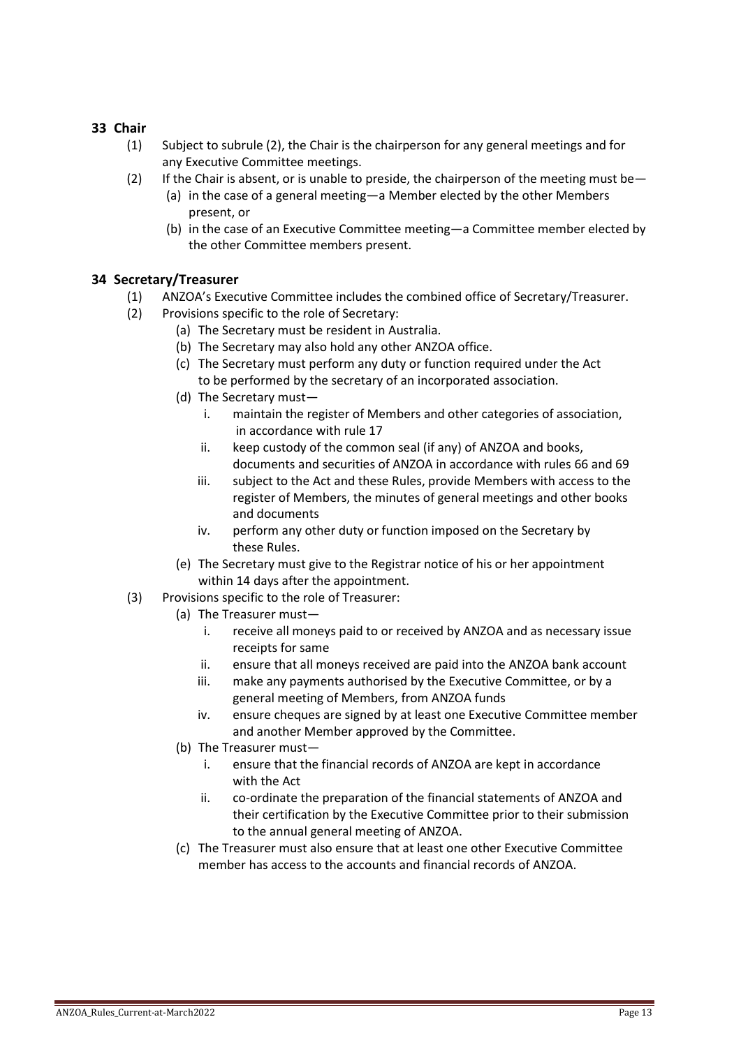## 33 Chair

(1) Subject to subrule (2), the Chair is the chairperson for any general meetings and for any Executive Committee meetings.

(2) If the Chair is absent, or is unable to preside, the chairperson of the meeting must be—

- (a) in the case of a general meeting—a Member elected by the other Members present, or
- (b) in the case of an Executive Committee meeting—a Committee member elected by the other Committee members present.

## 34 Secretary/Treasurer

(1) ANZOA's Executive Committee includes the combined office of Secretary/Treasurer.

(2) Provisions specific to the role of Secretary:

- (a) The Secretary must be resident in Australia.
- (b) The Secretary may also hold any other ANZOA office.
- (c) The Secretary must perform any duty or function required under the Act to be performed by the secretary of an incorporated association.
- (d) The Secretary must—
  - i. maintain the register of Members and other categories of association, in accordance with rule 17
  - ii. keep custody of the common seal (if any) of ANZOA and books, documents and securities of ANZOA in accordance with rules 66 and 69
  - iii. subject to the Act and these Rules, provide Members with access to the register of Members, the minutes of general meetings and other books and documents
  - iv. perform any other duty or function imposed on the Secretary by these Rules.
- (e) The Secretary must give to the Registrar notice of his or her appointment within 14 days after the appointment.

(3) Provisions specific to the role of Treasurer:

- (a) The Treasurer must—
  - i. receive all moneys paid to or received by ANZOA and as necessary issue receipts for same
  - ii. ensure that all moneys received are paid into the ANZOA bank account
  - iii. make any payments authorised by the Executive Committee, or by a general meeting of Members, from ANZOA funds
  - iv. ensure cheques are signed by at least one Executive Committee member and another Member approved by the Committee.
- (b) The Treasurer must—
  - i. ensure that the financial records of ANZOA are kept in accordance with the Act
  - ii. co-ordinate the preparation of the financial statements of ANZOA and their certification by the Executive Committee prior to their submission to the annual general meeting of ANZOA.
- (c) The Treasurer must also ensure that at least one other Executive Committee member has access to the accounts and financial records of ANZOA.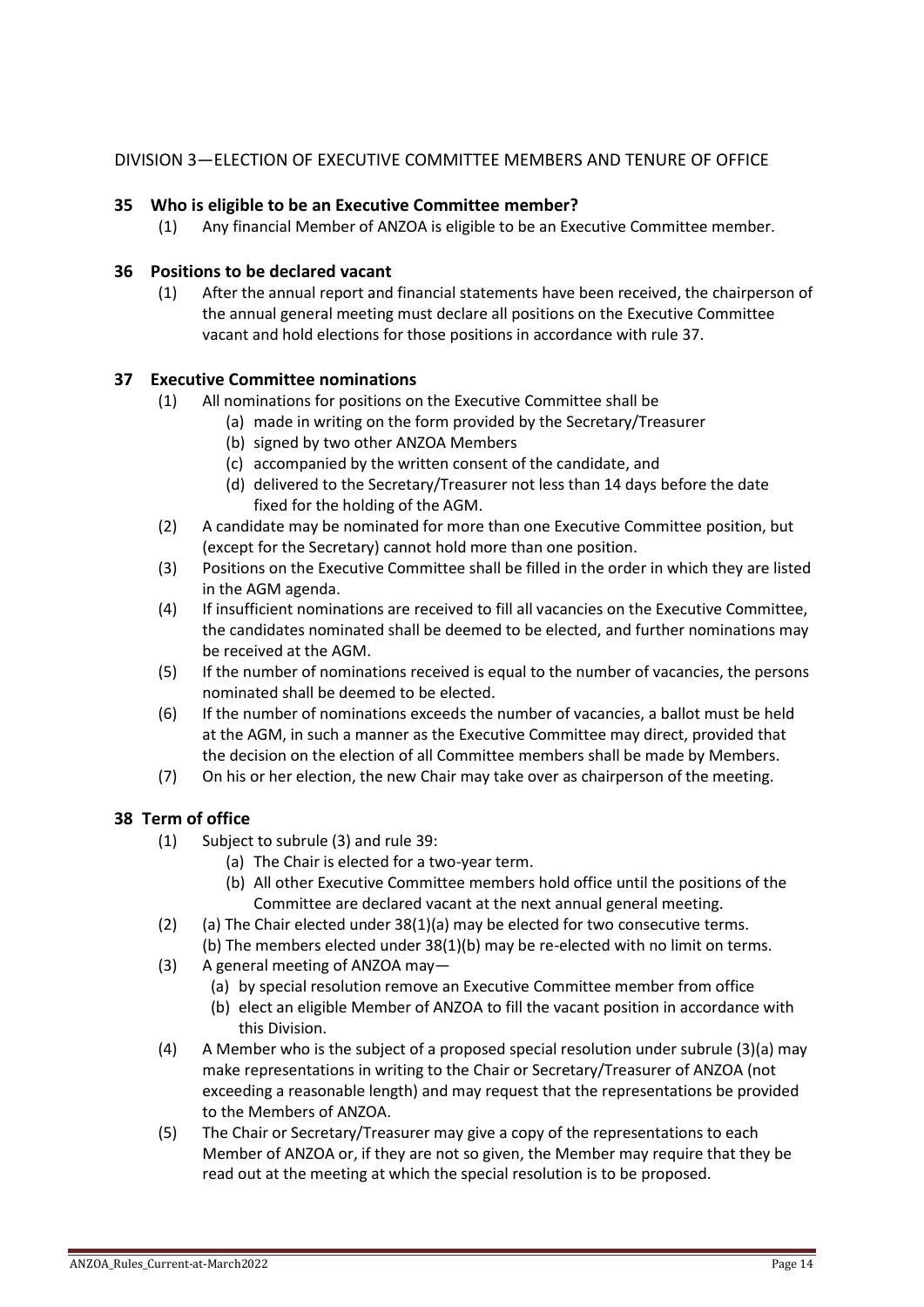## DIVISION 3—ELECTION OF EXECUTIVE COMMITTEE MEMBERS AND TENURE OF OFFICE

### 35 Who is eligible to be an Executive Committee member?

(1) Any financial Member of ANZOA is eligible to be an Executive Committee member.

### 36 Positions to be declared vacant

(1) After the annual report and financial statements have been received, the chairperson of the annual general meeting must declare all positions on the Executive Committee vacant and hold elections for those positions in accordance with rule 37.

### 37 Executive Committee nominations

(1) All nominations for positions on the Executive Committee shall be
  - (a) made in writing on the form provided by the Secretary/Treasurer
  - (b) signed by two other ANZOA Members
  - (c) accompanied by the written consent of the candidate, and
  - (d) delivered to the Secretary/Treasurer not less than 14 days before the date fixed for the holding of the AGM.

(2) A candidate may be nominated for more than one Executive Committee position, but (except for the Secretary) cannot hold more than one position.

(3) Positions on the Executive Committee shall be filled in the order in which they are listed in the AGM agenda.

(4) If insufficient nominations are received to fill all vacancies on the Executive Committee, the candidates nominated shall be deemed to be elected, and further nominations may be received at the AGM.

(5) If the number of nominations received is equal to the number of vacancies, the persons nominated shall be deemed to be elected.

(6) If the number of nominations exceeds the number of vacancies, a ballot must be held at the AGM, in such a manner as the Executive Committee may direct, provided that the decision on the election of all Committee members shall be made by Members.

(7) On his or her election, the new Chair may take over as chairperson of the meeting.

### 38 Term of office

(1) Subject to subrule (3) and rule 39:
  - (a) The Chair is elected for a two-year term.
  - (b) All other Executive Committee members hold office until the positions of the Committee are declared vacant at the next annual general meeting.

(2) (a) The Chair elected under 38(1)(a) may be elected for two consecutive terms.
  (b) The members elected under 38(1)(b) may be re-elected with no limit on terms.

(3) A general meeting of ANZOA may—
  - (a) by special resolution remove an Executive Committee member from office
  - (b) elect an eligible Member of ANZOA to fill the vacant position in accordance with this Division.

(4) A Member who is the subject of a proposed special resolution under subrule (3)(a) may make representations in writing to the Chair or Secretary/Treasurer of ANZOA (not exceeding a reasonable length) and may request that the representations be provided to the Members of ANZOA.

(5) The Chair or Secretary/Treasurer may give a copy of the representations to each Member of ANZOA or, if they are not so given, the Member may require that they be read out at the meeting at which the special resolution is to be proposed.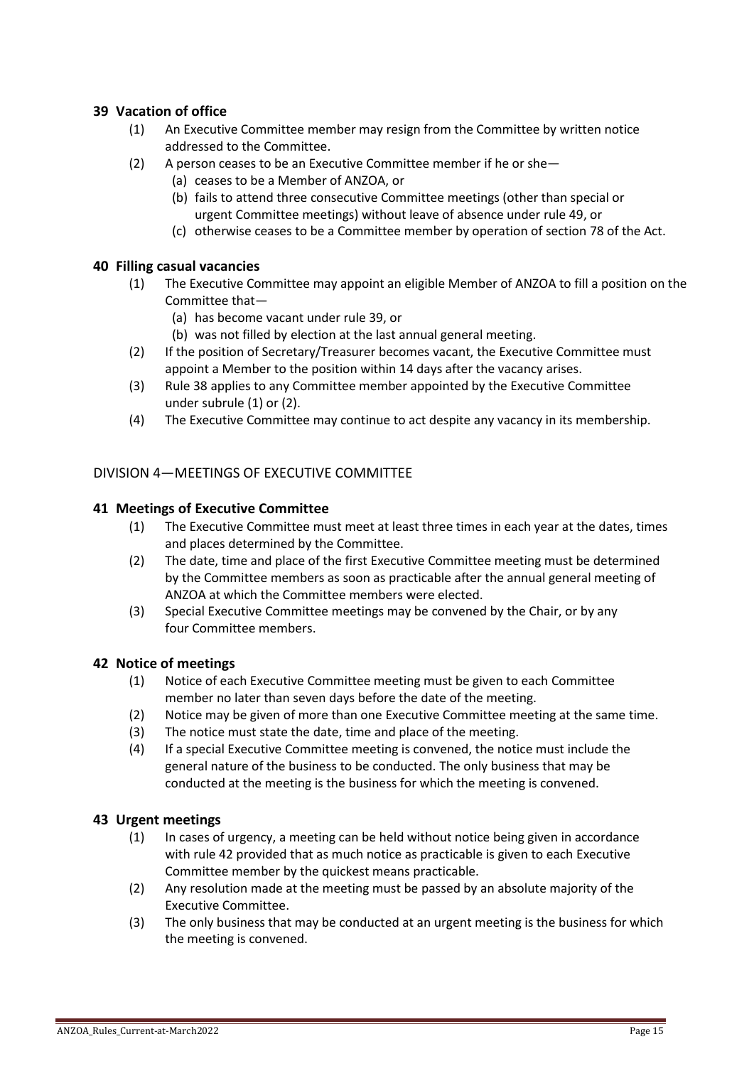### 39 Vacation of office

(1) An Executive Committee member may resign from the Committee by written notice addressed to the Committee.

(2) A person ceases to be an Executive Committee member if he or she—

(a) ceases to be a Member of ANZOA, or

(b) fails to attend three consecutive Committee meetings (other than special or urgent Committee meetings) without leave of absence under rule 49, or

(c) otherwise ceases to be a Committee member by operation of section 78 of the Act.

### 40 Filling casual vacancies

(1) The Executive Committee may appoint an eligible Member of ANZOA to fill a position on the Committee that—

(a) has become vacant under rule 39, or

(b) was not filled by election at the last annual general meeting.

(2) If the position of Secretary/Treasurer becomes vacant, the Executive Committee must appoint a Member to the position within 14 days after the vacancy arises.

(3) Rule 38 applies to any Committee member appointed by the Executive Committee under subrule (1) or (2).

(4) The Executive Committee may continue to act despite any vacancy in its membership.

## DIVISION 4—MEETINGS OF EXECUTIVE COMMITTEE

### 41 Meetings of Executive Committee

(1) The Executive Committee must meet at least three times in each year at the dates, times and places determined by the Committee.

(2) The date, time and place of the first Executive Committee meeting must be determined by the Committee members as soon as practicable after the annual general meeting of ANZOA at which the Committee members were elected.

(3) Special Executive Committee meetings may be convened by the Chair, or by any four Committee members.

### 42 Notice of meetings

(1) Notice of each Executive Committee meeting must be given to each Committee member no later than seven days before the date of the meeting.

(2) Notice may be given of more than one Executive Committee meeting at the same time.

(3) The notice must state the date, time and place of the meeting.

(4) If a special Executive Committee meeting is convened, the notice must include the general nature of the business to be conducted. The only business that may be conducted at the meeting is the business for which the meeting is convened.

### 43 Urgent meetings

(1) In cases of urgency, a meeting can be held without notice being given in accordance with rule 42 provided that as much notice as practicable is given to each Executive Committee member by the quickest means practicable.

(2) Any resolution made at the meeting must be passed by an absolute majority of the Executive Committee.

(3) The only business that may be conducted at an urgent meeting is the business for which the meeting is convened.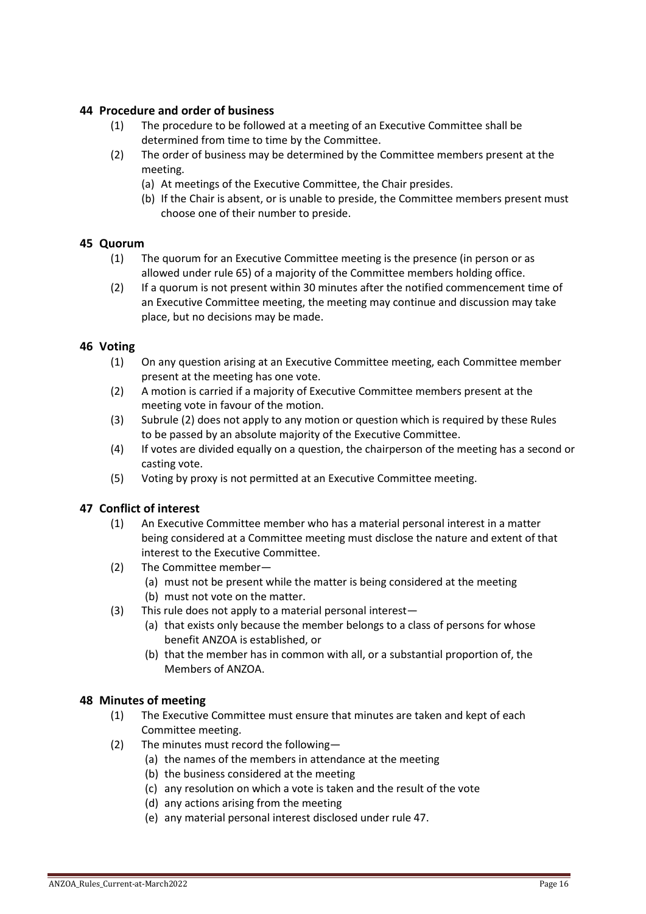## 44 Procedure and order of business

(1) The procedure to be followed at a meeting of an Executive Committee shall be determined from time to time by the Committee.

(2) The order of business may be determined by the Committee members present at the meeting.

- (a) At meetings of the Executive Committee, the Chair presides.
- (b) If the Chair is absent, or is unable to preside, the Committee members present must choose one of their number to preside.

## 45 Quorum

(1) The quorum for an Executive Committee meeting is the presence (in person or as allowed under rule 65) of a majority of the Committee members holding office.

(2) If a quorum is not present within 30 minutes after the notified commencement time of an Executive Committee meeting, the meeting may continue and discussion may take place, but no decisions may be made.

## 46 Voting

(1) On any question arising at an Executive Committee meeting, each Committee member present at the meeting has one vote.

(2) A motion is carried if a majority of Executive Committee members present at the meeting vote in favour of the motion.

(3) Subrule (2) does not apply to any motion or question which is required by these Rules to be passed by an absolute majority of the Executive Committee.

(4) If votes are divided equally on a question, the chairperson of the meeting has a second or casting vote.

(5) Voting by proxy is not permitted at an Executive Committee meeting.

## 47 Conflict of interest

(1) An Executive Committee member who has a material personal interest in a matter being considered at a Committee meeting must disclose the nature and extent of that interest to the Executive Committee.

(2) The Committee member—

- (a) must not be present while the matter is being considered at the meeting
- (b) must not vote on the matter.

(3) This rule does not apply to a material personal interest—

- (a) that exists only because the member belongs to a class of persons for whose benefit ANZOA is established, or
- (b) that the member has in common with all, or a substantial proportion of, the Members of ANZOA.

## 48 Minutes of meeting

(1) The Executive Committee must ensure that minutes are taken and kept of each Committee meeting.

(2) The minutes must record the following—

- (a) the names of the members in attendance at the meeting
- (b) the business considered at the meeting
- (c) any resolution on which a vote is taken and the result of the vote
- (d) any actions arising from the meeting
- (e) any material personal interest disclosed under rule 47.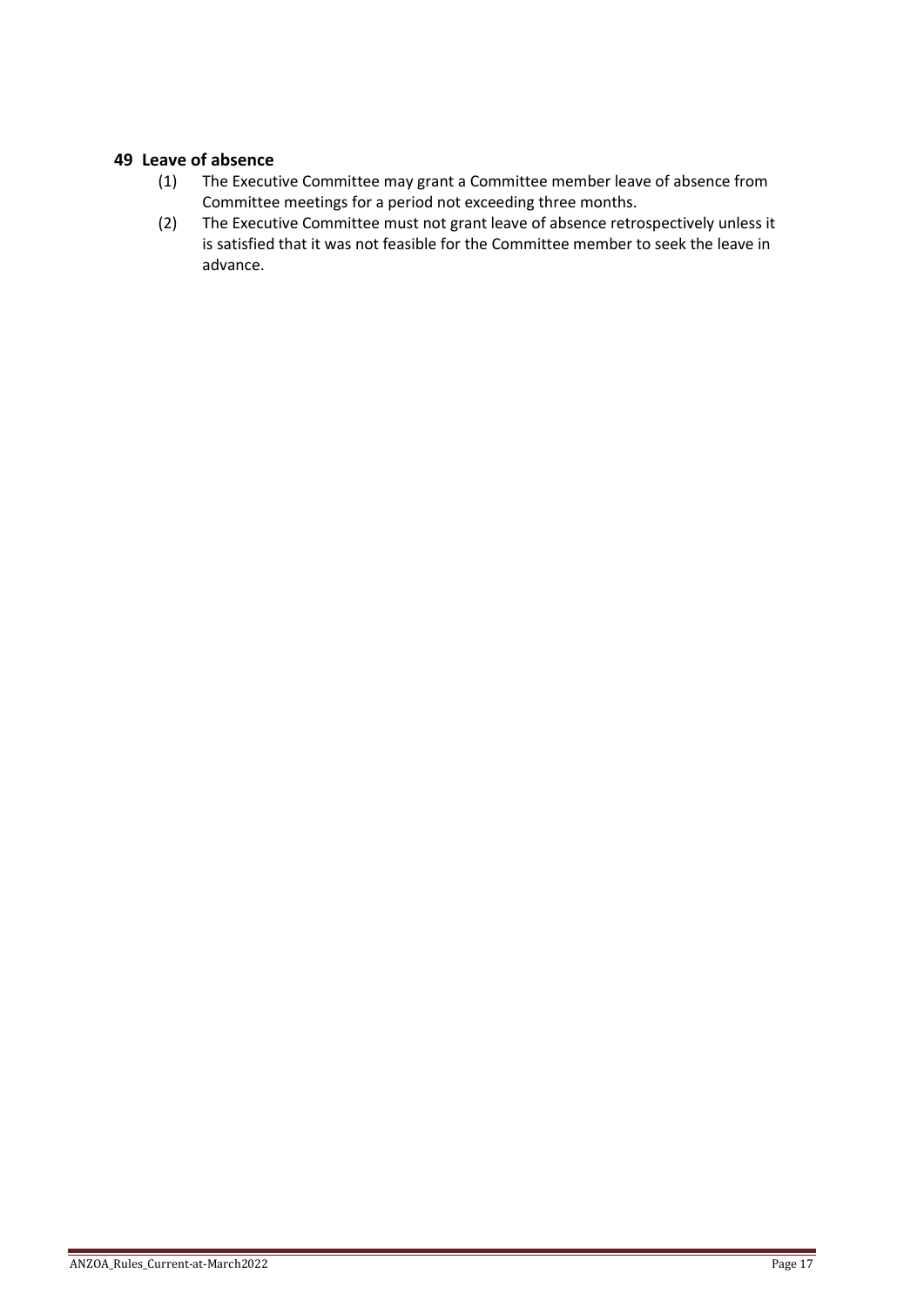## 49 Leave of absence

(1) The Executive Committee may grant a Committee member leave of absence from Committee meetings for a period not exceeding three months.

(2) The Executive Committee must not grant leave of absence retrospectively unless it is satisfied that it was not feasible for the Committee member to seek the leave in advance.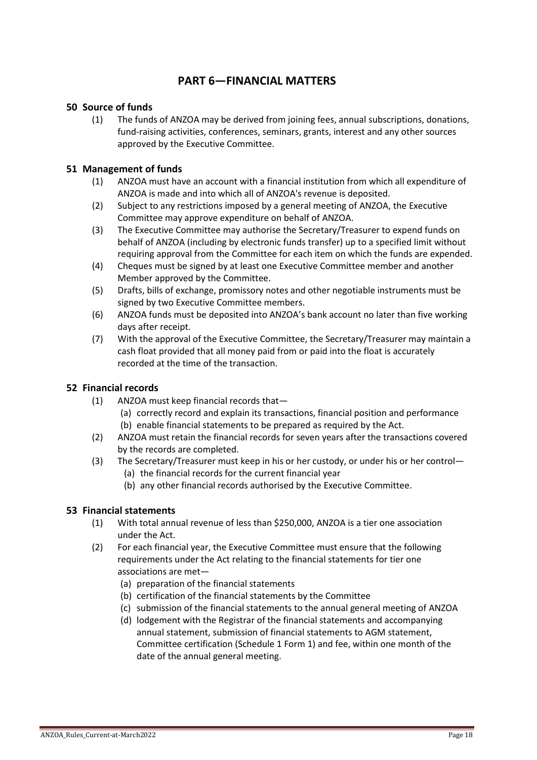# PART 6—FINANCIAL MATTERS

## 50 Source of funds

(1) The funds of ANZOA may be derived from joining fees, annual subscriptions, donations, fund-raising activities, conferences, seminars, grants, interest and any other sources approved by the Executive Committee.

## 51 Management of funds

(1) ANZOA must have an account with a financial institution from which all expenditure of ANZOA is made and into which all of ANZOA's revenue is deposited.

(2) Subject to any restrictions imposed by a general meeting of ANZOA, the Executive Committee may approve expenditure on behalf of ANZOA.

(3) The Executive Committee may authorise the Secretary/Treasurer to expend funds on behalf of ANZOA (including by electronic funds transfer) up to a specified limit without requiring approval from the Committee for each item on which the funds are expended.

(4) Cheques must be signed by at least one Executive Committee member and another Member approved by the Committee.

(5) Drafts, bills of exchange, promissory notes and other negotiable instruments must be signed by two Executive Committee members.

(6) ANZOA funds must be deposited into ANZOA's bank account no later than five working days after receipt.

(7) With the approval of the Executive Committee, the Secretary/Treasurer may maintain a cash float provided that all money paid from or paid into the float is accurately recorded at the time of the transaction.

## 52 Financial records

(1) ANZOA must keep financial records that—
- (a) correctly record and explain its transactions, financial position and performance
- (b) enable financial statements to be prepared as required by the Act.

(2) ANZOA must retain the financial records for seven years after the transactions covered by the records are completed.

(3) The Secretary/Treasurer must keep in his or her custody, or under his or her control—
- (a) the financial records for the current financial year
- (b) any other financial records authorised by the Executive Committee.

## 53 Financial statements

(1) With total annual revenue of less than $250,000, ANZOA is a tier one association under the Act.

(2) For each financial year, the Executive Committee must ensure that the following requirements under the Act relating to the financial statements for tier one associations are met—
- (a) preparation of the financial statements
- (b) certification of the financial statements by the Committee
- (c) submission of the financial statements to the annual general meeting of ANZOA
- (d) lodgement with the Registrar of the financial statements and accompanying annual statement, submission of financial statements to AGM statement, Committee certification (Schedule 1 Form 1) and fee, within one month of the date of the annual general meeting.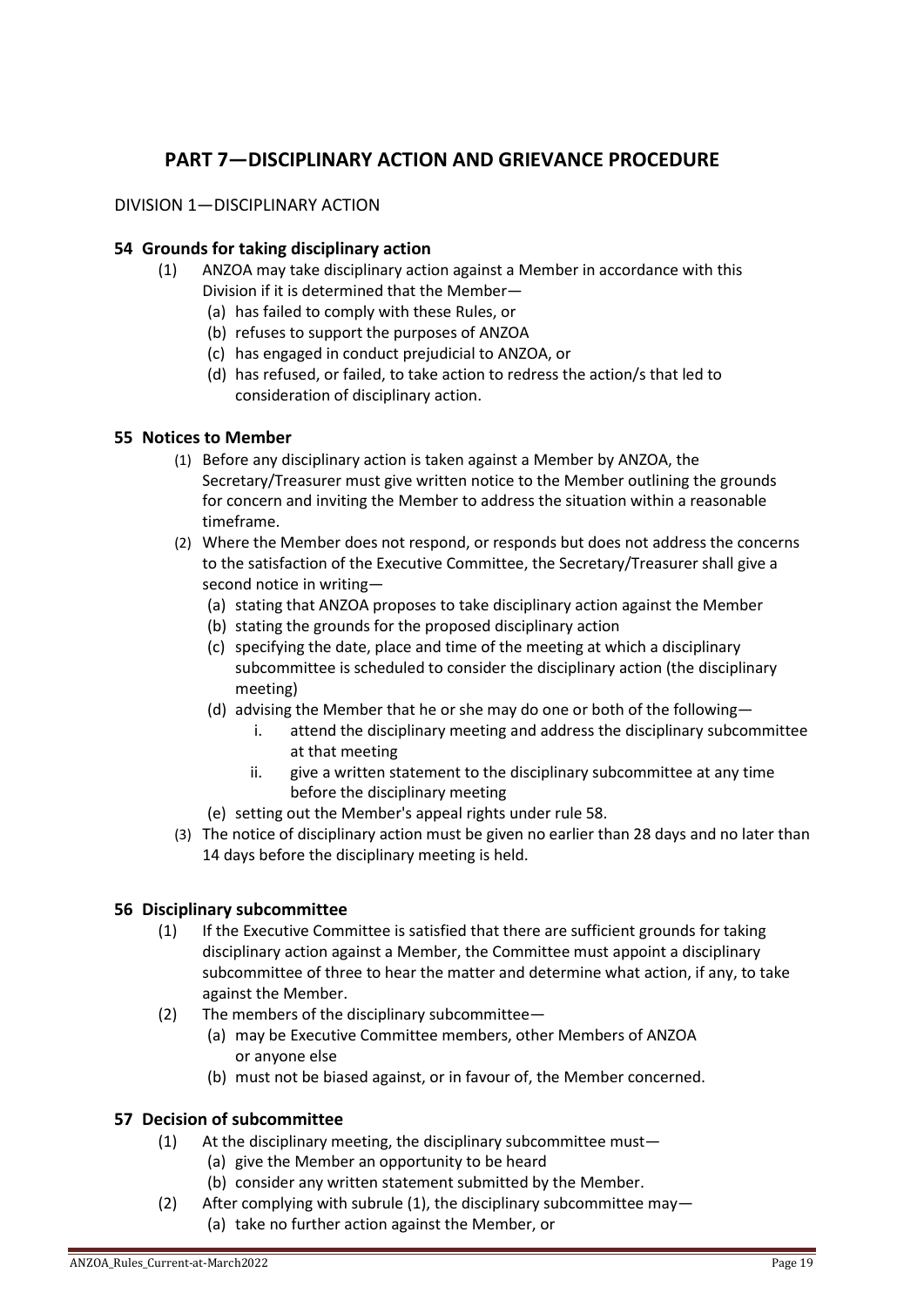# PART 7—DISCIPLINARY ACTION AND GRIEVANCE PROCEDURE

## DIVISION 1—DISCIPLINARY ACTION

### 54 Grounds for taking disciplinary action

(1) ANZOA may take disciplinary action against a Member in accordance with this Division if it is determined that the Member—
- (a) has failed to comply with these Rules, or
- (b) refuses to support the purposes of ANZOA
- (c) has engaged in conduct prejudicial to ANZOA, or
- (d) has refused, or failed, to take action to redress the action/s that led to consideration of disciplinary action.

### 55 Notices to Member

(1) Before any disciplinary action is taken against a Member by ANZOA, the Secretary/Treasurer must give written notice to the Member outlining the grounds for concern and inviting the Member to address the situation within a reasonable timeframe.

(2) Where the Member does not respond, or responds but does not address the concerns to the satisfaction of the Executive Committee, the Secretary/Treasurer shall give a second notice in writing—
- (a) stating that ANZOA proposes to take disciplinary action against the Member
- (b) stating the grounds for the proposed disciplinary action
- (c) specifying the date, place and time of the meeting at which a disciplinary subcommittee is scheduled to consider the disciplinary action (the disciplinary meeting)
- (d) advising the Member that he or she may do one or both of the following—
  - i. attend the disciplinary meeting and address the disciplinary subcommittee at that meeting
  - ii. give a written statement to the disciplinary subcommittee at any time before the disciplinary meeting
- (e) setting out the Member's appeal rights under rule 58.

(3) The notice of disciplinary action must be given no earlier than 28 days and no later than 14 days before the disciplinary meeting is held.

### 56 Disciplinary subcommittee

(1) If the Executive Committee is satisfied that there are sufficient grounds for taking disciplinary action against a Member, the Committee must appoint a disciplinary subcommittee of three to hear the matter and determine what action, if any, to take against the Member.

(2) The members of the disciplinary subcommittee—
- (a) may be Executive Committee members, other Members of ANZOA or anyone else
- (b) must not be biased against, or in favour of, the Member concerned.

### 57 Decision of subcommittee

(1) At the disciplinary meeting, the disciplinary subcommittee must—
- (a) give the Member an opportunity to be heard
- (b) consider any written statement submitted by the Member.

(2) After complying with subrule (1), the disciplinary subcommittee may—
- (a) take no further action against the Member, or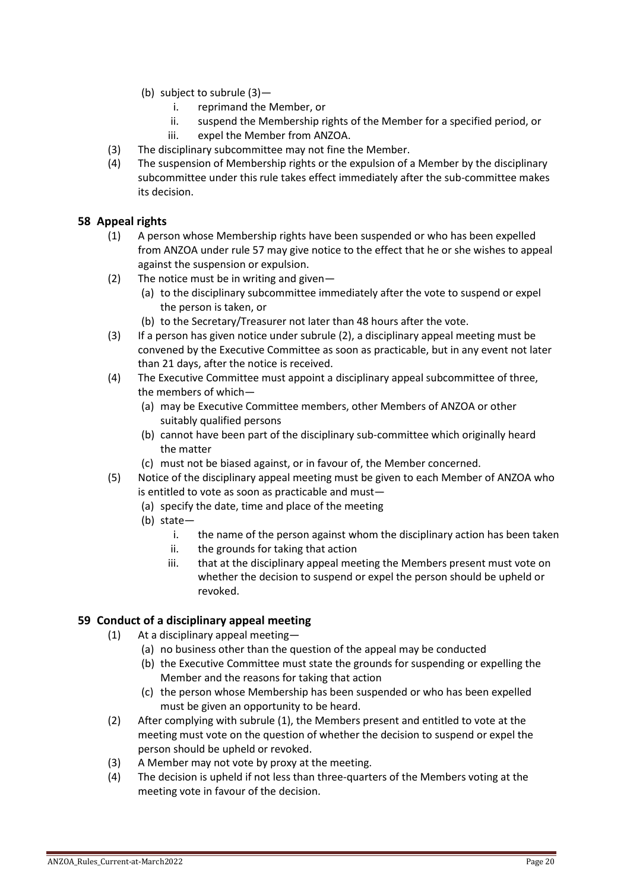(b) subject to subrule (3)—

   i. reprimand the Member, or
   ii. suspend the Membership rights of the Member for a specified period, or
   iii. expel the Member from ANZOA.

(3) The disciplinary subcommittee may not fine the Member.

(4) The suspension of Membership rights or the expulsion of a Member by the disciplinary subcommittee under this rule takes effect immediately after the sub-committee makes its decision.

## 58 Appeal rights

(1) A person whose Membership rights have been suspended or who has been expelled from ANZOA under rule 57 may give notice to the effect that he or she wishes to appeal against the suspension or expulsion.

(2) The notice must be in writing and given—

   (a) to the disciplinary subcommittee immediately after the vote to suspend or expel the person is taken, or
   (b) to the Secretary/Treasurer not later than 48 hours after the vote.

(3) If a person has given notice under subrule (2), a disciplinary appeal meeting must be convened by the Executive Committee as soon as practicable, but in any event not later than 21 days, after the notice is received.

(4) The Executive Committee must appoint a disciplinary appeal subcommittee of three, the members of which—

   (a) may be Executive Committee members, other Members of ANZOA or other suitably qualified persons
   (b) cannot have been part of the disciplinary sub-committee which originally heard the matter
   (c) must not be biased against, or in favour of, the Member concerned.

(5) Notice of the disciplinary appeal meeting must be given to each Member of ANZOA who is entitled to vote as soon as practicable and must—

   (a) specify the date, time and place of the meeting
   (b) state—

      i. the name of the person against whom the disciplinary action has been taken
      ii. the grounds for taking that action
      iii. that at the disciplinary appeal meeting the Members present must vote on whether the decision to suspend or expel the person should be upheld or revoked.

## 59 Conduct of a disciplinary appeal meeting

(1) At a disciplinary appeal meeting—

   (a) no business other than the question of the appeal may be conducted
   (b) the Executive Committee must state the grounds for suspending or expelling the Member and the reasons for taking that action
   (c) the person whose Membership has been suspended or who has been expelled must be given an opportunity to be heard.

(2) After complying with subrule (1), the Members present and entitled to vote at the meeting must vote on the question of whether the decision to suspend or expel the person should be upheld or revoked.

(3) A Member may not vote by proxy at the meeting.

(4) The decision is upheld if not less than three-quarters of the Members voting at the meeting vote in favour of the decision.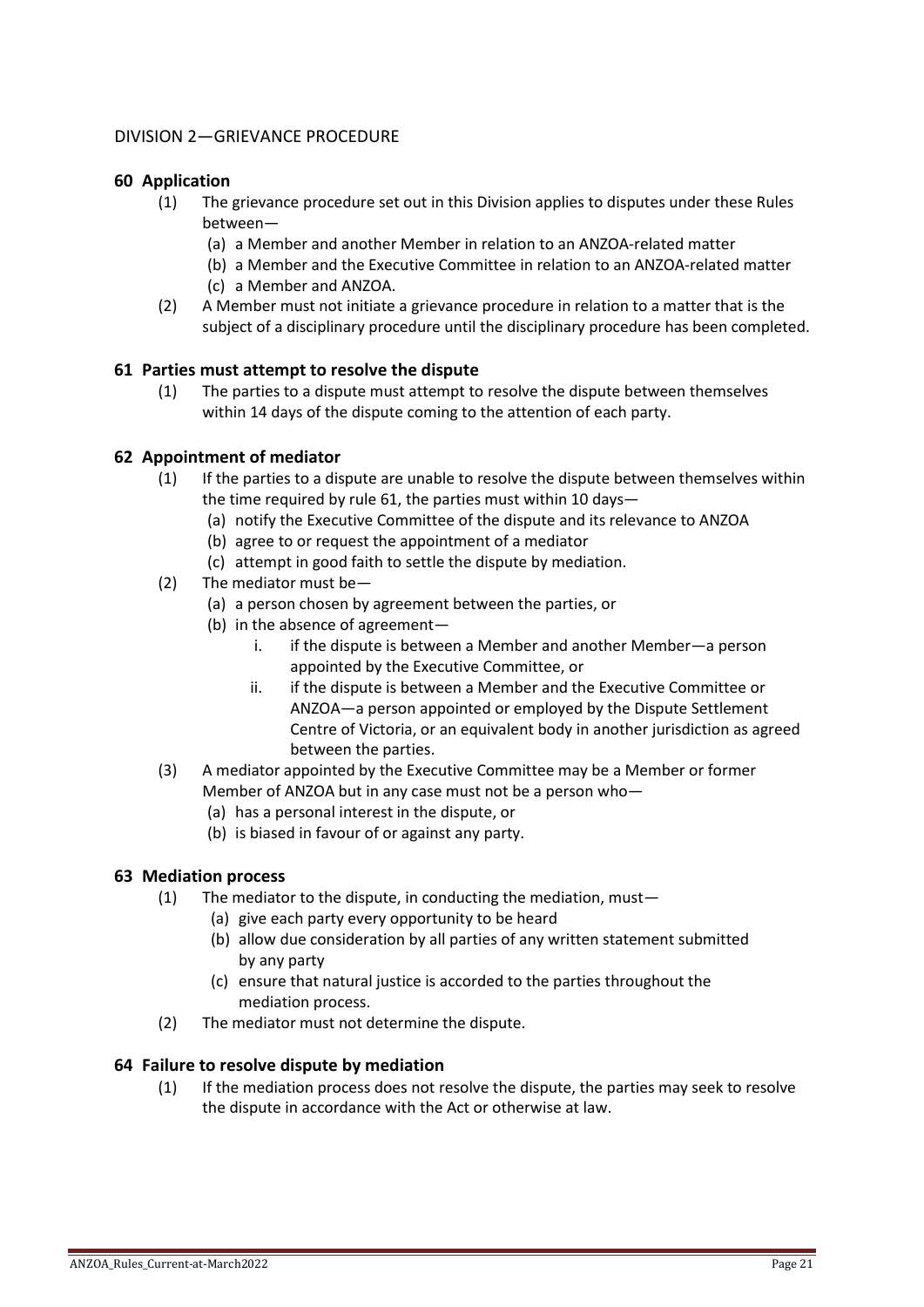## DIVISION 2—GRIEVANCE PROCEDURE

### 60 Application

(1) The grievance procedure set out in this Division applies to disputes under these Rules between—

  (a) a Member and another Member in relation to an ANZOA-related matter

  (b) a Member and the Executive Committee in relation to an ANZOA-related matter

  (c) a Member and ANZOA.

(2) A Member must not initiate a grievance procedure in relation to a matter that is the subject of a disciplinary procedure until the disciplinary procedure has been completed.

### 61 Parties must attempt to resolve the dispute

(1) The parties to a dispute must attempt to resolve the dispute between themselves within 14 days of the dispute coming to the attention of each party.

### 62 Appointment of mediator

(1) If the parties to a dispute are unable to resolve the dispute between themselves within the time required by rule 61, the parties must within 10 days—

  (a) notify the Executive Committee of the dispute and its relevance to ANZOA

  (b) agree to or request the appointment of a mediator

  (c) attempt in good faith to settle the dispute by mediation.

(2) The mediator must be—

  (a) a person chosen by agreement between the parties, or

  (b) in the absence of agreement—

    i. if the dispute is between a Member and another Member—a person appointed by the Executive Committee, or

    ii. if the dispute is between a Member and the Executive Committee or ANZOA—a person appointed or employed by the Dispute Settlement Centre of Victoria, or an equivalent body in another jurisdiction as agreed between the parties.

(3) A mediator appointed by the Executive Committee may be a Member or former Member of ANZOA but in any case must not be a person who—

  (a) has a personal interest in the dispute, or

  (b) is biased in favour of or against any party.

### 63 Mediation process

(1) The mediator to the dispute, in conducting the mediation, must—

  (a) give each party every opportunity to be heard

  (b) allow due consideration by all parties of any written statement submitted by any party

  (c) ensure that natural justice is accorded to the parties throughout the mediation process.

(2) The mediator must not determine the dispute.

### 64 Failure to resolve dispute by mediation

(1) If the mediation process does not resolve the dispute, the parties may seek to resolve the dispute in accordance with the Act or otherwise at law.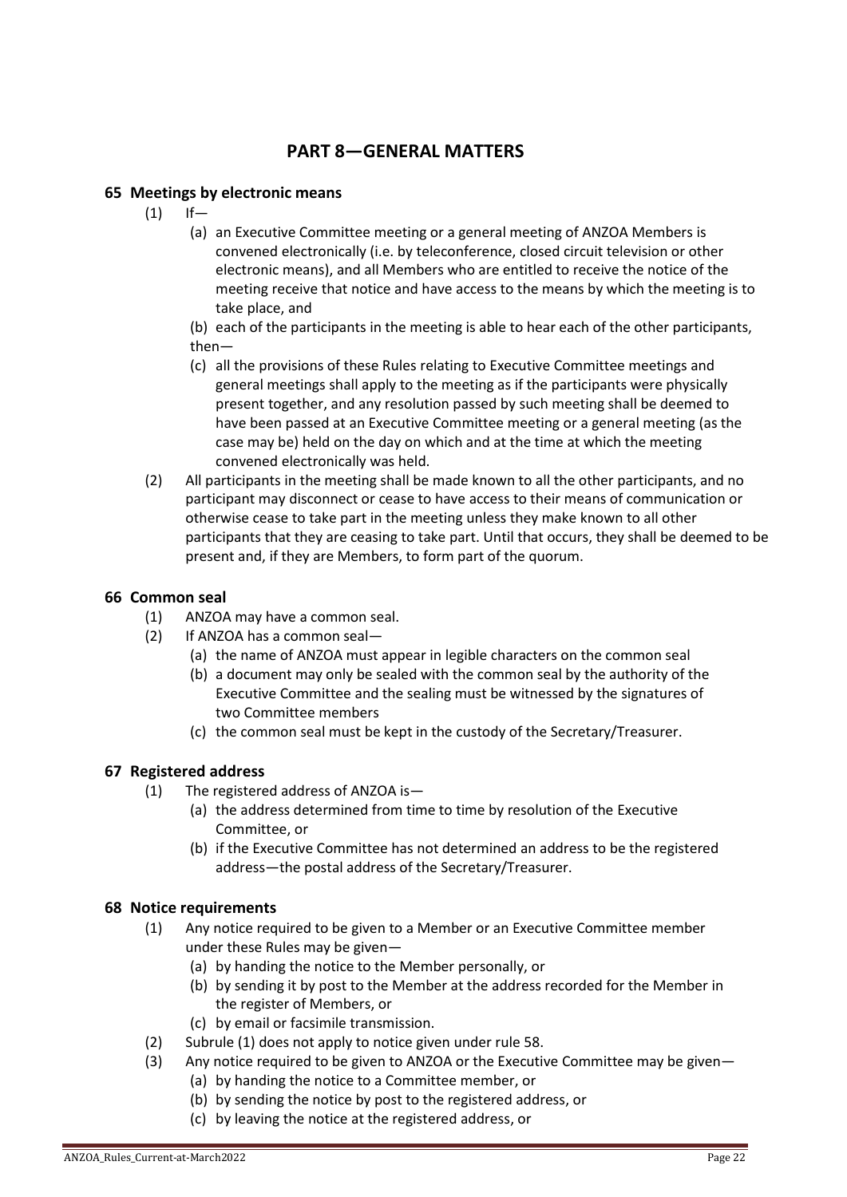# PART 8—GENERAL MATTERS

## 65 Meetings by electronic means

(1) If—

(a) an Executive Committee meeting or a general meeting of ANZOA Members is convened electronically (i.e. by teleconference, closed circuit television or other electronic means), and all Members who are entitled to receive the notice of the meeting receive that notice and have access to the means by which the meeting is to take place, and

(b) each of the participants in the meeting is able to hear each of the other participants, then—

(c) all the provisions of these Rules relating to Executive Committee meetings and general meetings shall apply to the meeting as if the participants were physically present together, and any resolution passed by such meeting shall be deemed to have been passed at an Executive Committee meeting or a general meeting (as the case may be) held on the day on which and at the time at which the meeting convened electronically was held.

(2) All participants in the meeting shall be made known to all the other participants, and no participant may disconnect or cease to have access to their means of communication or otherwise cease to take part in the meeting unless they make known to all other participants that they are ceasing to take part. Until that occurs, they shall be deemed to be present and, if they are Members, to form part of the quorum.

## 66 Common seal

(1) ANZOA may have a common seal.

(2) If ANZOA has a common seal—

(a) the name of ANZOA must appear in legible characters on the common seal

(b) a document may only be sealed with the common seal by the authority of the Executive Committee and the sealing must be witnessed by the signatures of two Committee members

(c) the common seal must be kept in the custody of the Secretary/Treasurer.

## 67 Registered address

(1) The registered address of ANZOA is—

(a) the address determined from time to time by resolution of the Executive Committee, or

(b) if the Executive Committee has not determined an address to be the registered address—the postal address of the Secretary/Treasurer.

## 68 Notice requirements

(1) Any notice required to be given to a Member or an Executive Committee member under these Rules may be given—

(a) by handing the notice to the Member personally, or

(b) by sending it by post to the Member at the address recorded for the Member in the register of Members, or

(c) by email or facsimile transmission.

(2) Subrule (1) does not apply to notice given under rule 58.

(3) Any notice required to be given to ANZOA or the Executive Committee may be given—

(a) by handing the notice to a Committee member, or

(b) by sending the notice by post to the registered address, or

(c) by leaving the notice at the registered address, or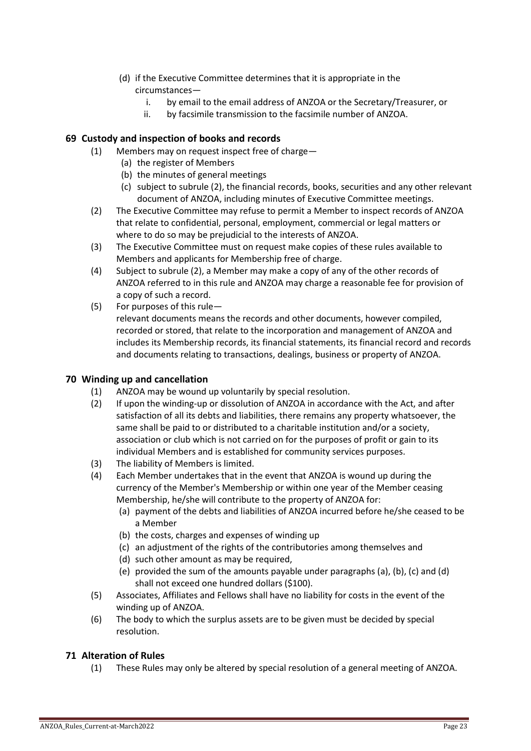(d) if the Executive Committee determines that it is appropriate in the circumstances—
   i. by email to the email address of ANZOA or the Secretary/Treasurer, or
   ii. by facsimile transmission to the facsimile number of ANZOA.

## 69 Custody and inspection of books and records

(1) Members may on request inspect free of charge—
   (a) the register of Members
   (b) the minutes of general meetings
   (c) subject to subrule (2), the financial records, books, securities and any other relevant document of ANZOA, including minutes of Executive Committee meetings.

(2) The Executive Committee may refuse to permit a Member to inspect records of ANZOA that relate to confidential, personal, employment, commercial or legal matters or where to do so may be prejudicial to the interests of ANZOA.

(3) The Executive Committee must on request make copies of these rules available to Members and applicants for Membership free of charge.

(4) Subject to subrule (2), a Member may make a copy of any of the other records of ANZOA referred to in this rule and ANZOA may charge a reasonable fee for provision of a copy of such a record.

(5) For purposes of this rule—
relevant documents means the records and other documents, however compiled, recorded or stored, that relate to the incorporation and management of ANZOA and includes its Membership records, its financial statements, its financial record and records and documents relating to transactions, dealings, business or property of ANZOA.

## 70 Winding up and cancellation

(1) ANZOA may be wound up voluntarily by special resolution.

(2) If upon the winding-up or dissolution of ANZOA in accordance with the Act, and after satisfaction of all its debts and liabilities, there remains any property whatsoever, the same shall be paid to or distributed to a charitable institution and/or a society, association or club which is not carried on for the purposes of profit or gain to its individual Members and is established for community services purposes.

(3) The liability of Members is limited.

(4) Each Member undertakes that in the event that ANZOA is wound up during the currency of the Member's Membership or within one year of the Member ceasing Membership, he/she will contribute to the property of ANZOA for:
   (a) payment of the debts and liabilities of ANZOA incurred before he/she ceased to be a Member
   (b) the costs, charges and expenses of winding up
   (c) an adjustment of the rights of the contributories among themselves and
   (d) such other amount as may be required,
   (e) provided the sum of the amounts payable under paragraphs (a), (b), (c) and (d) shall not exceed one hundred dollars ($100).

(5) Associates, Affiliates and Fellows shall have no liability for costs in the event of the winding up of ANZOA.

(6) The body to which the surplus assets are to be given must be decided by special resolution.

## 71 Alteration of Rules

(1) These Rules may only be altered by special resolution of a general meeting of ANZOA.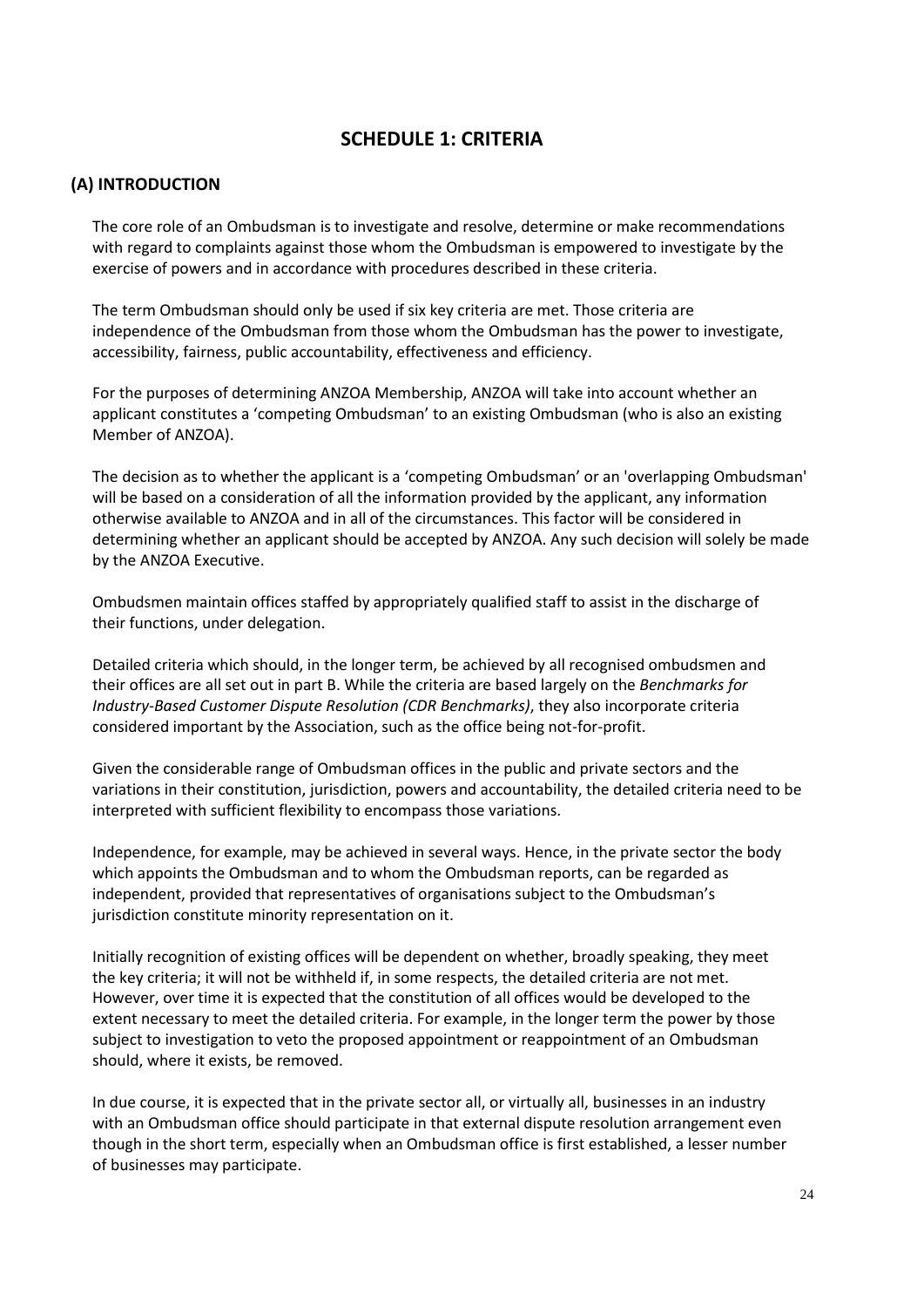# SCHEDULE 1: CRITERIA

## (A) INTRODUCTION

The core role of an Ombudsman is to investigate and resolve, determine or make recommendations with regard to complaints against those whom the Ombudsman is empowered to investigate by the exercise of powers and in accordance with procedures described in these criteria.

The term Ombudsman should only be used if six key criteria are met. Those criteria are independence of the Ombudsman from those whom the Ombudsman has the power to investigate, accessibility, fairness, public accountability, effectiveness and efficiency.

For the purposes of determining ANZOA Membership, ANZOA will take into account whether an applicant constitutes a 'competing Ombudsman' to an existing Ombudsman (who is also an existing Member of ANZOA).

The decision as to whether the applicant is a 'competing Ombudsman' or an 'overlapping Ombudsman' will be based on a consideration of all the information provided by the applicant, any information otherwise available to ANZOA and in all of the circumstances. This factor will be considered in determining whether an applicant should be accepted by ANZOA. Any such decision will solely be made by the ANZOA Executive.

Ombudsmen maintain offices staffed by appropriately qualified staff to assist in the discharge of their functions, under delegation.

Detailed criteria which should, in the longer term, be achieved by all recognised ombudsmen and their offices are all set out in part B. While the criteria are based largely on the *Benchmarks for Industry-Based Customer Dispute Resolution (CDR Benchmarks)*, they also incorporate criteria considered important by the Association, such as the office being not-for-profit.

Given the considerable range of Ombudsman offices in the public and private sectors and the variations in their constitution, jurisdiction, powers and accountability, the detailed criteria need to be interpreted with sufficient flexibility to encompass those variations.

Independence, for example, may be achieved in several ways. Hence, in the private sector the body which appoints the Ombudsman and to whom the Ombudsman reports, can be regarded as independent, provided that representatives of organisations subject to the Ombudsman's jurisdiction constitute minority representation on it.

Initially recognition of existing offices will be dependent on whether, broadly speaking, they meet the key criteria; it will not be withheld if, in some respects, the detailed criteria are not met. However, over time it is expected that the constitution of all offices would be developed to the extent necessary to meet the detailed criteria. For example, in the longer term the power by those subject to investigation to veto the proposed appointment or reappointment of an Ombudsman should, where it exists, be removed.

In due course, it is expected that in the private sector all, or virtually all, businesses in an industry with an Ombudsman office should participate in that external dispute resolution arrangement even though in the short term, especially when an Ombudsman office is first established, a lesser number of businesses may participate.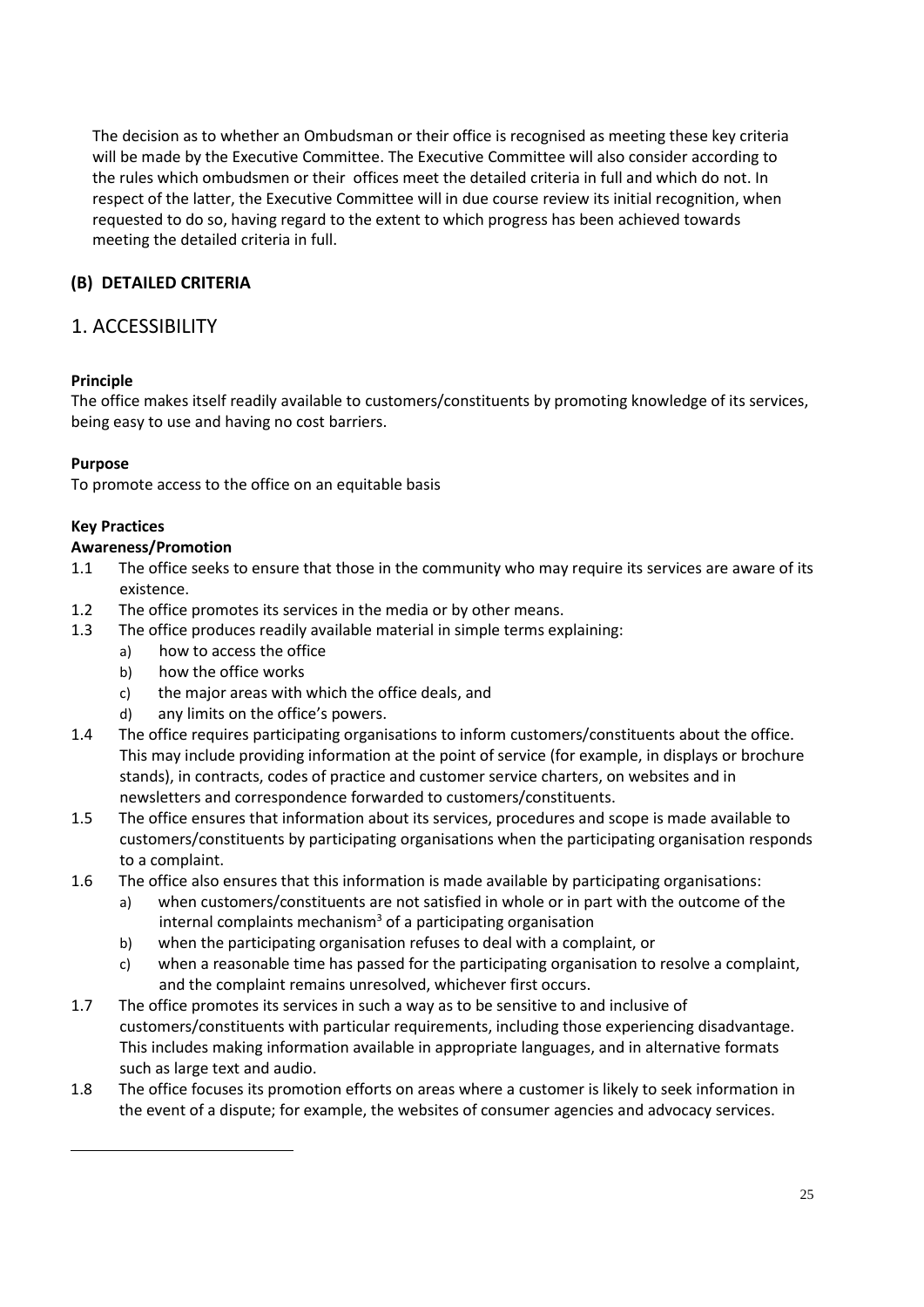The decision as to whether an Ombudsman or their office is recognised as meeting these key criteria will be made by the Executive Committee. The Executive Committee will also consider according to the rules which ombudsmen or their offices meet the detailed criteria in full and which do not. In respect of the latter, the Executive Committee will in due course review its initial recognition, when requested to do so, having regard to the extent to which progress has been achieved towards meeting the detailed criteria in full.

## (B) DETAILED CRITERIA

## 1. ACCESSIBILITY

**Principle**

The office makes itself readily available to customers/constituents by promoting knowledge of its services, being easy to use and having no cost barriers.

**Purpose**

To promote access to the office on an equitable basis

**Key Practices**

**Awareness/Promotion**

1.1 The office seeks to ensure that those in the community who may require its services are aware of its existence.

1.2 The office promotes its services in the media or by other means.

1.3 The office produces readily available material in simple terms explaining:
   a) how to access the office
   b) how the office works
   c) the major areas with which the office deals, and
   d) any limits on the office's powers.

1.4 The office requires participating organisations to inform customers/constituents about the office. This may include providing information at the point of service (for example, in displays or brochure stands), in contracts, codes of practice and customer service charters, on websites and in newsletters and correspondence forwarded to customers/constituents.

1.5 The office ensures that information about its services, procedures and scope is made available to customers/constituents by participating organisations when the participating organisation responds to a complaint.

1.6 The office also ensures that this information is made available by participating organisations:
   a) when customers/constituents are not satisfied in whole or in part with the outcome of the internal complaints mechanism[3] of a participating organisation
   b) when the participating organisation refuses to deal with a complaint, or
   c) when a reasonable time has passed for the participating organisation to resolve a complaint, and the complaint remains unresolved, whichever first occurs.

1.7 The office promotes its services in such a way as to be sensitive to and inclusive of customers/constituents with particular requirements, including those experiencing disadvantage. This includes making information available in appropriate languages, and in alternative formats such as large text and audio.

1.8 The office focuses its promotion efforts on areas where a customer is likely to seek information in the event of a dispute; for example, the websites of consumer agencies and advocacy services.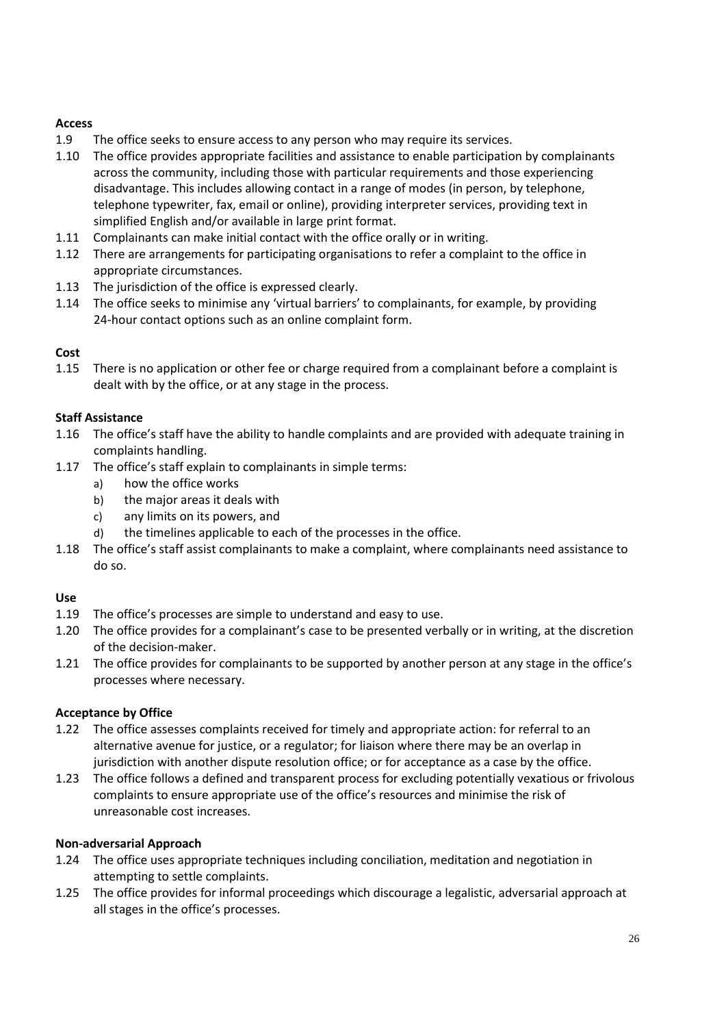**Access**

1.9 The office seeks to ensure access to any person who may require its services.

1.10 The office provides appropriate facilities and assistance to enable participation by complainants across the community, including those with particular requirements and those experiencing disadvantage. This includes allowing contact in a range of modes (in person, by telephone, telephone typewriter, fax, email or online), providing interpreter services, providing text in simplified English and/or available in large print format.

1.11 Complainants can make initial contact with the office orally or in writing.

1.12 There are arrangements for participating organisations to refer a complaint to the office in appropriate circumstances.

1.13 The jurisdiction of the office is expressed clearly.

1.14 The office seeks to minimise any 'virtual barriers' to complainants, for example, by providing 24-hour contact options such as an online complaint form.

**Cost**

1.15 There is no application or other fee or charge required from a complainant before a complaint is dealt with by the office, or at any stage in the process.

**Staff Assistance**

1.16 The office's staff have the ability to handle complaints and are provided with adequate training in complaints handling.

1.17 The office's staff explain to complainants in simple terms:

a) how the office works
b) the major areas it deals with
c) any limits on its powers, and
d) the timelines applicable to each of the processes in the office.

1.18 The office's staff assist complainants to make a complaint, where complainants need assistance to do so.

**Use**

1.19 The office's processes are simple to understand and easy to use.

1.20 The office provides for a complainant's case to be presented verbally or in writing, at the discretion of the decision-maker.

1.21 The office provides for complainants to be supported by another person at any stage in the office's processes where necessary.

**Acceptance by Office**

1.22 The office assesses complaints received for timely and appropriate action: for referral to an alternative avenue for justice, or a regulator; for liaison where there may be an overlap in jurisdiction with another dispute resolution office; or for acceptance as a case by the office.

1.23 The office follows a defined and transparent process for excluding potentially vexatious or frivolous complaints to ensure appropriate use of the office's resources and minimise the risk of unreasonable cost increases.

**Non-adversarial Approach**

1.24 The office uses appropriate techniques including conciliation, meditation and negotiation in attempting to settle complaints.

1.25 The office provides for informal proceedings which discourage a legalistic, adversarial approach at all stages in the office's processes.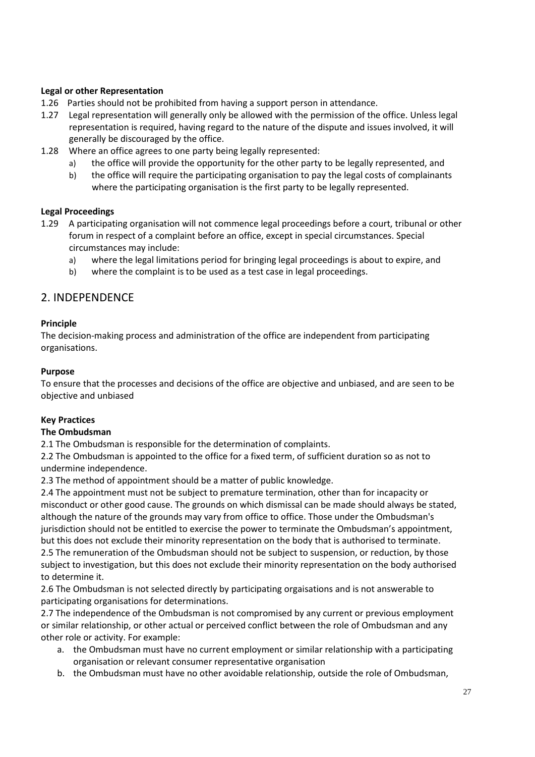**Legal or other Representation**

1.26 Parties should not be prohibited from having a support person in attendance.

1.27 Legal representation will generally only be allowed with the permission of the office. Unless legal representation is required, having regard to the nature of the dispute and issues involved, it will generally be discouraged by the office.

1.28 Where an office agrees to one party being legally represented:

a) the office will provide the opportunity for the other party to be legally represented, and
b) the office will require the participating organisation to pay the legal costs of complainants where the participating organisation is the first party to be legally represented.

**Legal Proceedings**

1.29 A participating organisation will not commence legal proceedings before a court, tribunal or other forum in respect of a complaint before an office, except in special circumstances. Special circumstances may include:

a) where the legal limitations period for bringing legal proceedings is about to expire, and
b) where the complaint is to be used as a test case in legal proceedings.

## 2. INDEPENDENCE

**Principle**

The decision-making process and administration of the office are independent from participating organisations.

**Purpose**

To ensure that the processes and decisions of the office are objective and unbiased, and are seen to be objective and unbiased

**Key Practices**

**The Ombudsman**

2.1 The Ombudsman is responsible for the determination of complaints.

2.2 The Ombudsman is appointed to the office for a fixed term, of sufficient duration so as not to undermine independence.

2.3 The method of appointment should be a matter of public knowledge.

2.4 The appointment must not be subject to premature termination, other than for incapacity or misconduct or other good cause. The grounds on which dismissal can be made should always be stated, although the nature of the grounds may vary from office to office. Those under the Ombudsman's jurisdiction should not be entitled to exercise the power to terminate the Ombudsman's appointment, but this does not exclude their minority representation on the body that is authorised to terminate.

2.5 The remuneration of the Ombudsman should not be subject to suspension, or reduction, by those subject to investigation, but this does not exclude their minority representation on the body authorised to determine it.

2.6 The Ombudsman is not selected directly by participating orgaisations and is not answerable to participating organisations for determinations.

2.7 The independence of the Ombudsman is not compromised by any current or previous employment or similar relationship, or other actual or perceived conflict between the role of Ombudsman and any other role or activity. For example:

a. the Ombudsman must have no current employment or similar relationship with a participating organisation or relevant consumer representative organisation
b. the Ombudsman must have no other avoidable relationship, outside the role of Ombudsman,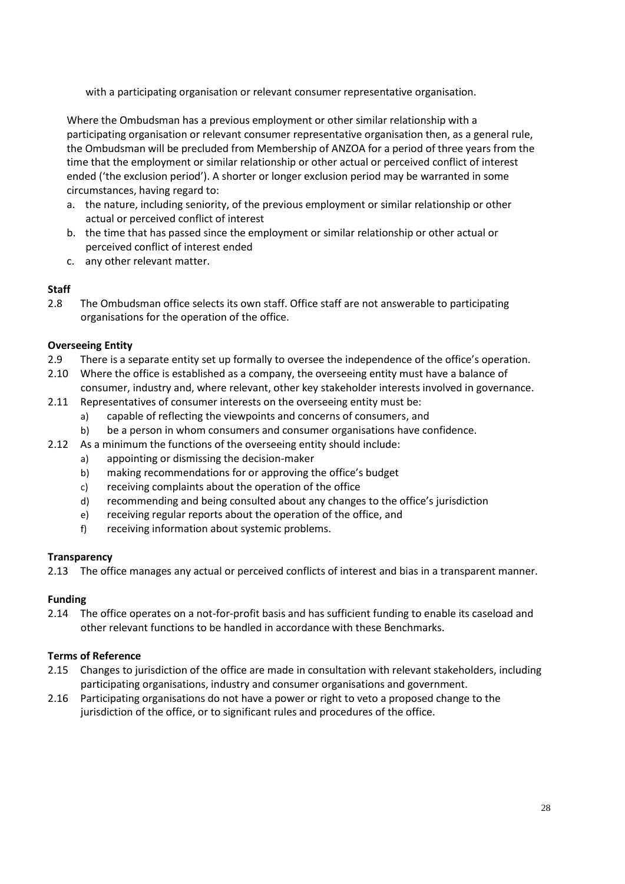with a participating organisation or relevant consumer representative organisation.

Where the Ombudsman has a previous employment or other similar relationship with a participating organisation or relevant consumer representative organisation then, as a general rule, the Ombudsman will be precluded from Membership of ANZOA for a period of three years from the time that the employment or similar relationship or other actual or perceived conflict of interest ended ('the exclusion period'). A shorter or longer exclusion period may be warranted in some circumstances, having regard to:

a. the nature, including seniority, of the previous employment or similar relationship or other actual or perceived conflict of interest
b. the time that has passed since the employment or similar relationship or other actual or perceived conflict of interest ended
c. any other relevant matter.

**Staff**

2.8 The Ombudsman office selects its own staff. Office staff are not answerable to participating organisations for the operation of the office.

**Overseeing Entity**

2.9 There is a separate entity set up formally to oversee the independence of the office's operation.

2.10 Where the office is established as a company, the overseeing entity must have a balance of consumer, industry and, where relevant, other key stakeholder interests involved in governance.

2.11 Representatives of consumer interests on the overseeing entity must be:

- a) capable of reflecting the viewpoints and concerns of consumers, and
- b) be a person in whom consumers and consumer organisations have confidence.

2.12 As a minimum the functions of the overseeing entity should include:

- a) appointing or dismissing the decision-maker
- b) making recommendations for or approving the office's budget
- c) receiving complaints about the operation of the office
- d) recommending and being consulted about any changes to the office's jurisdiction
- e) receiving regular reports about the operation of the office, and
- f) receiving information about systemic problems.

**Transparency**

2.13 The office manages any actual or perceived conflicts of interest and bias in a transparent manner.

**Funding**

2.14 The office operates on a not-for-profit basis and has sufficient funding to enable its caseload and other relevant functions to be handled in accordance with these Benchmarks.

**Terms of Reference**

2.15 Changes to jurisdiction of the office are made in consultation with relevant stakeholders, including participating organisations, industry and consumer organisations and government.

2.16 Participating organisations do not have a power or right to veto a proposed change to the jurisdiction of the office, or to significant rules and procedures of the office.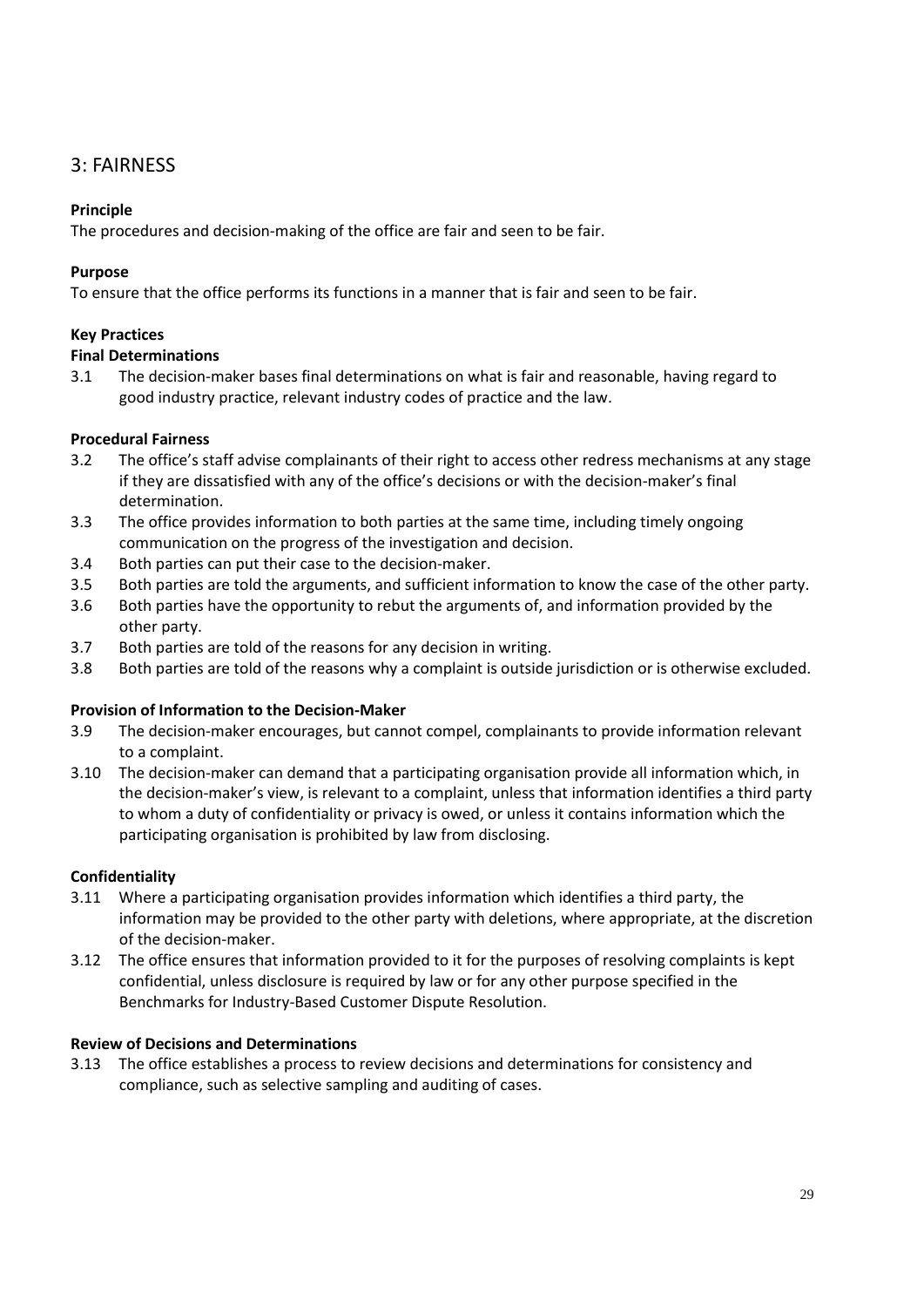## 3: FAIRNESS

**Principle**

The procedures and decision-making of the office are fair and seen to be fair.

**Purpose**

To ensure that the office performs its functions in a manner that is fair and seen to be fair.

**Key Practices**

**Final Determinations**

3.1 The decision-maker bases final determinations on what is fair and reasonable, having regard to good industry practice, relevant industry codes of practice and the law.

**Procedural Fairness**

3.2 The office's staff advise complainants of their right to access other redress mechanisms at any stage if they are dissatisfied with any of the office's decisions or with the decision-maker's final determination.

3.3 The office provides information to both parties at the same time, including timely ongoing communication on the progress of the investigation and decision.

3.4 Both parties can put their case to the decision-maker.

3.5 Both parties are told the arguments, and sufficient information to know the case of the other party.

3.6 Both parties have the opportunity to rebut the arguments of, and information provided by the other party.

3.7 Both parties are told of the reasons for any decision in writing.

3.8 Both parties are told of the reasons why a complaint is outside jurisdiction or is otherwise excluded.

**Provision of Information to the Decision-Maker**

3.9 The decision-maker encourages, but cannot compel, complainants to provide information relevant to a complaint.

3.10 The decision-maker can demand that a participating organisation provide all information which, in the decision-maker's view, is relevant to a complaint, unless that information identifies a third party to whom a duty of confidentiality or privacy is owed, or unless it contains information which the participating organisation is prohibited by law from disclosing.

**Confidentiality**

3.11 Where a participating organisation provides information which identifies a third party, the information may be provided to the other party with deletions, where appropriate, at the discretion of the decision-maker.

3.12 The office ensures that information provided to it for the purposes of resolving complaints is kept confidential, unless disclosure is required by law or for any other purpose specified in the Benchmarks for Industry-Based Customer Dispute Resolution.

**Review of Decisions and Determinations**

3.13 The office establishes a process to review decisions and determinations for consistency and compliance, such as selective sampling and auditing of cases.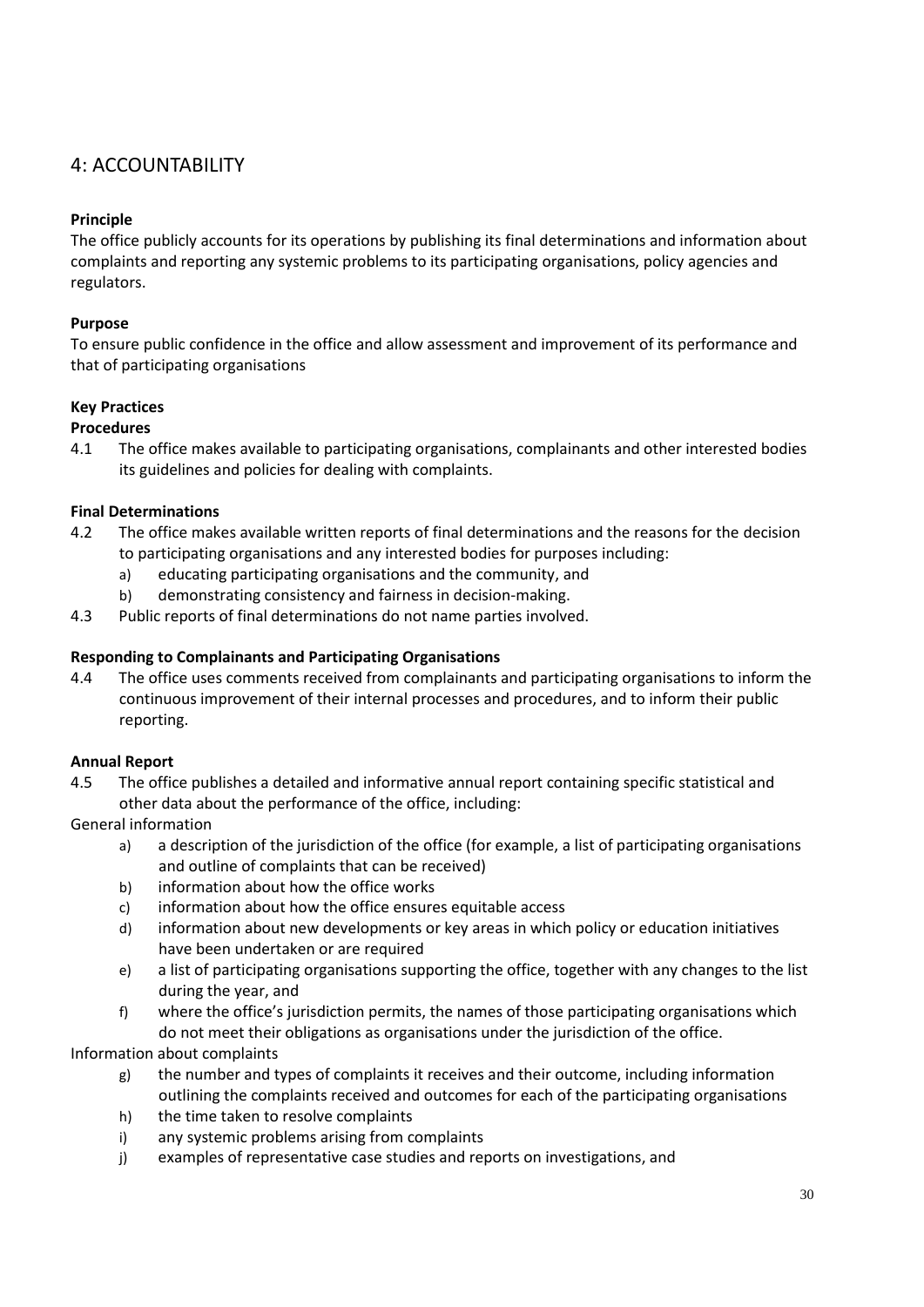## 4: ACCOUNTABILITY

**Principle**

The office publicly accounts for its operations by publishing its final determinations and information about complaints and reporting any systemic problems to its participating organisations, policy agencies and regulators.

**Purpose**

To ensure public confidence in the office and allow assessment and improvement of its performance and that of participating organisations

**Key Practices**

**Procedures**

4.1 The office makes available to participating organisations, complainants and other interested bodies its guidelines and policies for dealing with complaints.

**Final Determinations**

4.2 The office makes available written reports of final determinations and the reasons for the decision to participating organisations and any interested bodies for purposes including:

- a) educating participating organisations and the community, and
- b) demonstrating consistency and fairness in decision-making.

4.3 Public reports of final determinations do not name parties involved.

**Responding to Complainants and Participating Organisations**

4.4 The office uses comments received from complainants and participating organisations to inform the continuous improvement of their internal processes and procedures, and to inform their public reporting.

**Annual Report**

4.5 The office publishes a detailed and informative annual report containing specific statistical and other data about the performance of the office, including:

General information

- a) a description of the jurisdiction of the office (for example, a list of participating organisations and outline of complaints that can be received)
- b) information about how the office works
- c) information about how the office ensures equitable access
- d) information about new developments or key areas in which policy or education initiatives have been undertaken or are required
- e) a list of participating organisations supporting the office, together with any changes to the list during the year, and
- f) where the office's jurisdiction permits, the names of those participating organisations which do not meet their obligations as organisations under the jurisdiction of the office.

Information about complaints

- g) the number and types of complaints it receives and their outcome, including information outlining the complaints received and outcomes for each of the participating organisations
- h) the time taken to resolve complaints
- i) any systemic problems arising from complaints
- j) examples of representative case studies and reports on investigations, and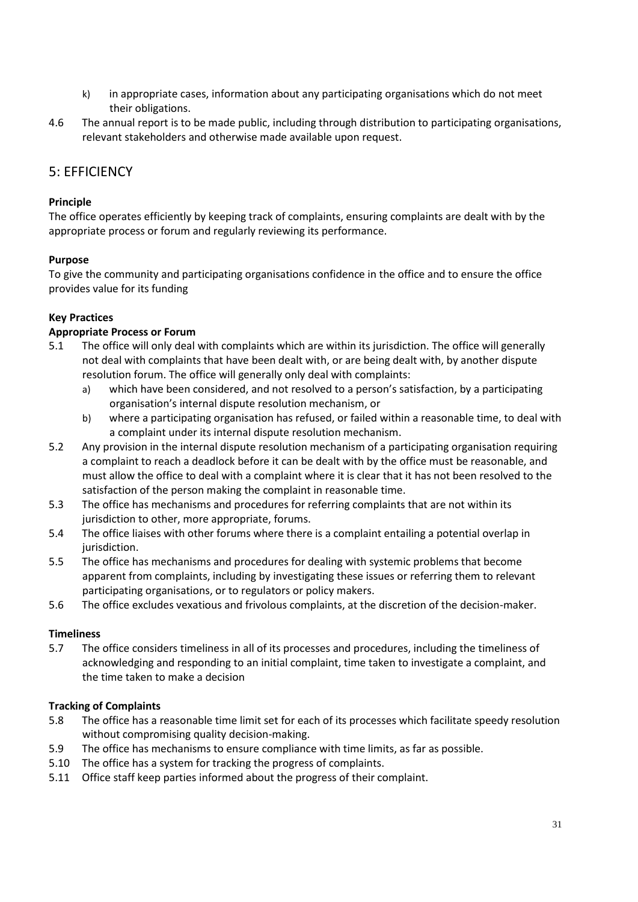k) in appropriate cases, information about any participating organisations which do not meet their obligations.

4.6 The annual report is to be made public, including through distribution to participating organisations, relevant stakeholders and otherwise made available upon request.

## 5: EFFICIENCY

**Principle**

The office operates efficiently by keeping track of complaints, ensuring complaints are dealt with by the appropriate process or forum and regularly reviewing its performance.

**Purpose**

To give the community and participating organisations confidence in the office and to ensure the office provides value for its funding

**Key Practices**

**Appropriate Process or Forum**

5.1 The office will only deal with complaints which are within its jurisdiction. The office will generally not deal with complaints that have been dealt with, or are being dealt with, by another dispute resolution forum. The office will generally only deal with complaints:

- a) which have been considered, and not resolved to a person's satisfaction, by a participating organisation's internal dispute resolution mechanism, or
- b) where a participating organisation has refused, or failed within a reasonable time, to deal with a complaint under its internal dispute resolution mechanism.

5.2 Any provision in the internal dispute resolution mechanism of a participating organisation requiring a complaint to reach a deadlock before it can be dealt with by the office must be reasonable, and must allow the office to deal with a complaint where it is clear that it has not been resolved to the satisfaction of the person making the complaint in reasonable time.

5.3 The office has mechanisms and procedures for referring complaints that are not within its jurisdiction to other, more appropriate, forums.

5.4 The office liaises with other forums where there is a complaint entailing a potential overlap in jurisdiction.

5.5 The office has mechanisms and procedures for dealing with systemic problems that become apparent from complaints, including by investigating these issues or referring them to relevant participating organisations, or to regulators or policy makers.

5.6 The office excludes vexatious and frivolous complaints, at the discretion of the decision-maker.

**Timeliness**

5.7 The office considers timeliness in all of its processes and procedures, including the timeliness of acknowledging and responding to an initial complaint, time taken to investigate a complaint, and the time taken to make a decision

**Tracking of Complaints**

5.8 The office has a reasonable time limit set for each of its processes which facilitate speedy resolution without compromising quality decision-making.

5.9 The office has mechanisms to ensure compliance with time limits, as far as possible.

5.10 The office has a system for tracking the progress of complaints.

5.11 Office staff keep parties informed about the progress of their complaint.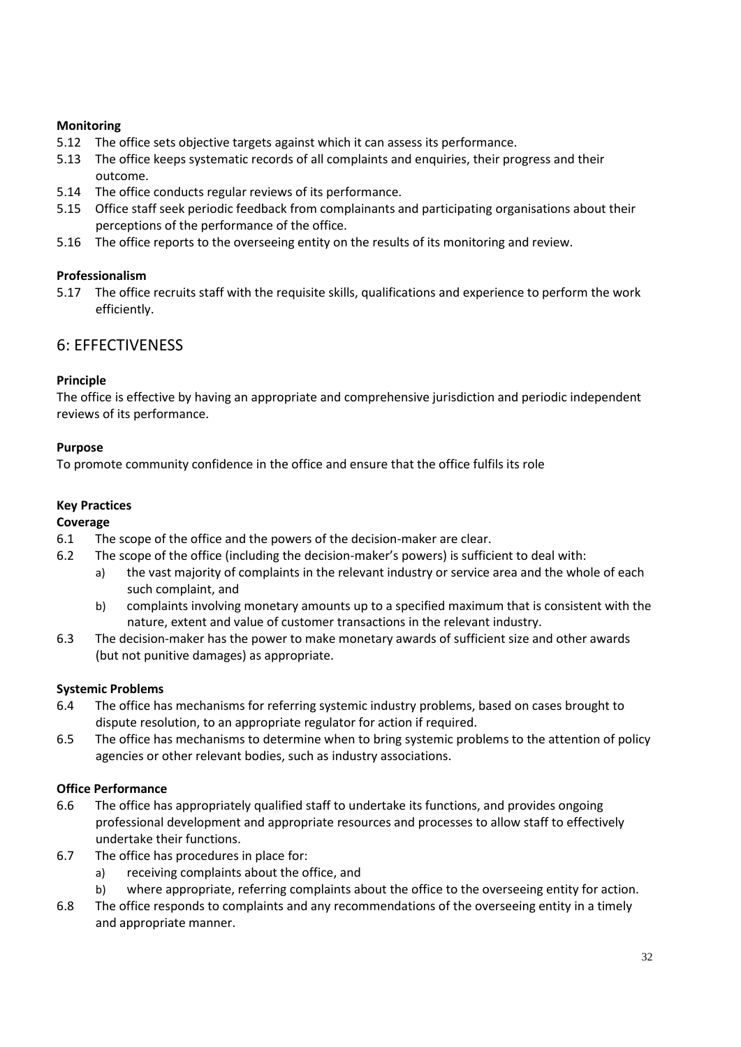**Monitoring**

5.12 The office sets objective targets against which it can assess its performance.

5.13 The office keeps systematic records of all complaints and enquiries, their progress and their outcome.

5.14 The office conducts regular reviews of its performance.

5.15 Office staff seek periodic feedback from complainants and participating organisations about their perceptions of the performance of the office.

5.16 The office reports to the overseeing entity on the results of its monitoring and review.

**Professionalism**

5.17 The office recruits staff with the requisite skills, qualifications and experience to perform the work efficiently.

## 6: EFFECTIVENESS

**Principle**

The office is effective by having an appropriate and comprehensive jurisdiction and periodic independent reviews of its performance.

**Purpose**

To promote community confidence in the office and ensure that the office fulfils its role

**Key Practices**

**Coverage**

6.1 The scope of the office and the powers of the decision-maker are clear.

6.2 The scope of the office (including the decision-maker's powers) is sufficient to deal with:

a) the vast majority of complaints in the relevant industry or service area and the whole of each such complaint, and

b) complaints involving monetary amounts up to a specified maximum that is consistent with the nature, extent and value of customer transactions in the relevant industry.

6.3 The decision-maker has the power to make monetary awards of sufficient size and other awards (but not punitive damages) as appropriate.

**Systemic Problems**

6.4 The office has mechanisms for referring systemic industry problems, based on cases brought to dispute resolution, to an appropriate regulator for action if required.

6.5 The office has mechanisms to determine when to bring systemic problems to the attention of policy agencies or other relevant bodies, such as industry associations.

**Office Performance**

6.6 The office has appropriately qualified staff to undertake its functions, and provides ongoing professional development and appropriate resources and processes to allow staff to effectively undertake their functions.

6.7 The office has procedures in place for:

a) receiving complaints about the office, and

b) where appropriate, referring complaints about the office to the overseeing entity for action.

6.8 The office responds to complaints and any recommendations of the overseeing entity in a timely and appropriate manner.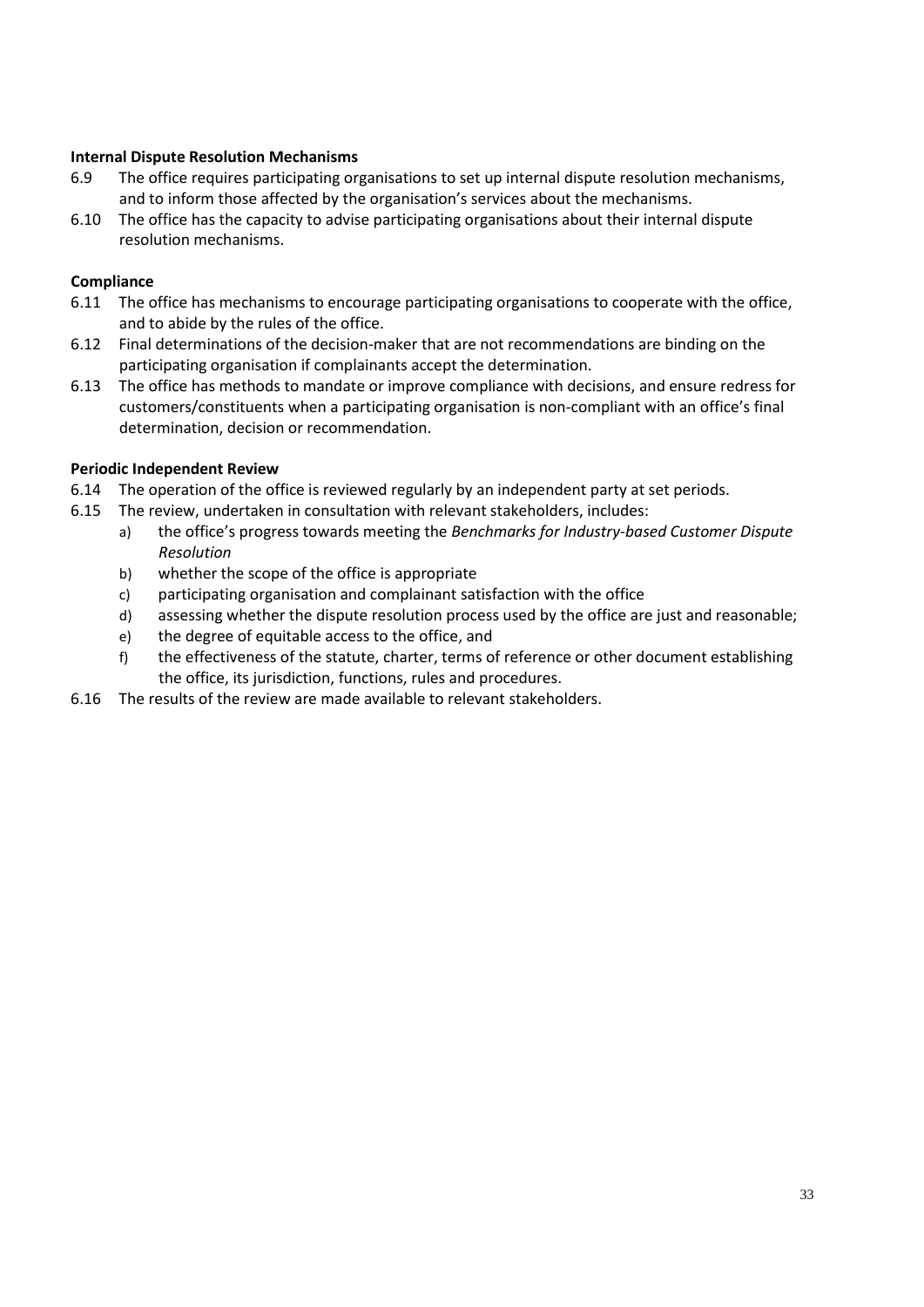**Internal Dispute Resolution Mechanisms**

6.9 The office requires participating organisations to set up internal dispute resolution mechanisms, and to inform those affected by the organisation's services about the mechanisms.

6.10 The office has the capacity to advise participating organisations about their internal dispute resolution mechanisms.

**Compliance**

6.11 The office has mechanisms to encourage participating organisations to cooperate with the office, and to abide by the rules of the office.

6.12 Final determinations of the decision-maker that are not recommendations are binding on the participating organisation if complainants accept the determination.

6.13 The office has methods to mandate or improve compliance with decisions, and ensure redress for customers/constituents when a participating organisation is non-compliant with an office's final determination, decision or recommendation.

**Periodic Independent Review**

6.14 The operation of the office is reviewed regularly by an independent party at set periods.

6.15 The review, undertaken in consultation with relevant stakeholders, includes:

- a) the office's progress towards meeting the *Benchmarks for Industry-based Customer Dispute Resolution*
- b) whether the scope of the office is appropriate
- c) participating organisation and complainant satisfaction with the office
- d) assessing whether the dispute resolution process used by the office are just and reasonable;
- e) the degree of equitable access to the office, and
- f) the effectiveness of the statute, charter, terms of reference or other document establishing the office, its jurisdiction, functions, rules and procedures.

6.16 The results of the review are made available to relevant stakeholders.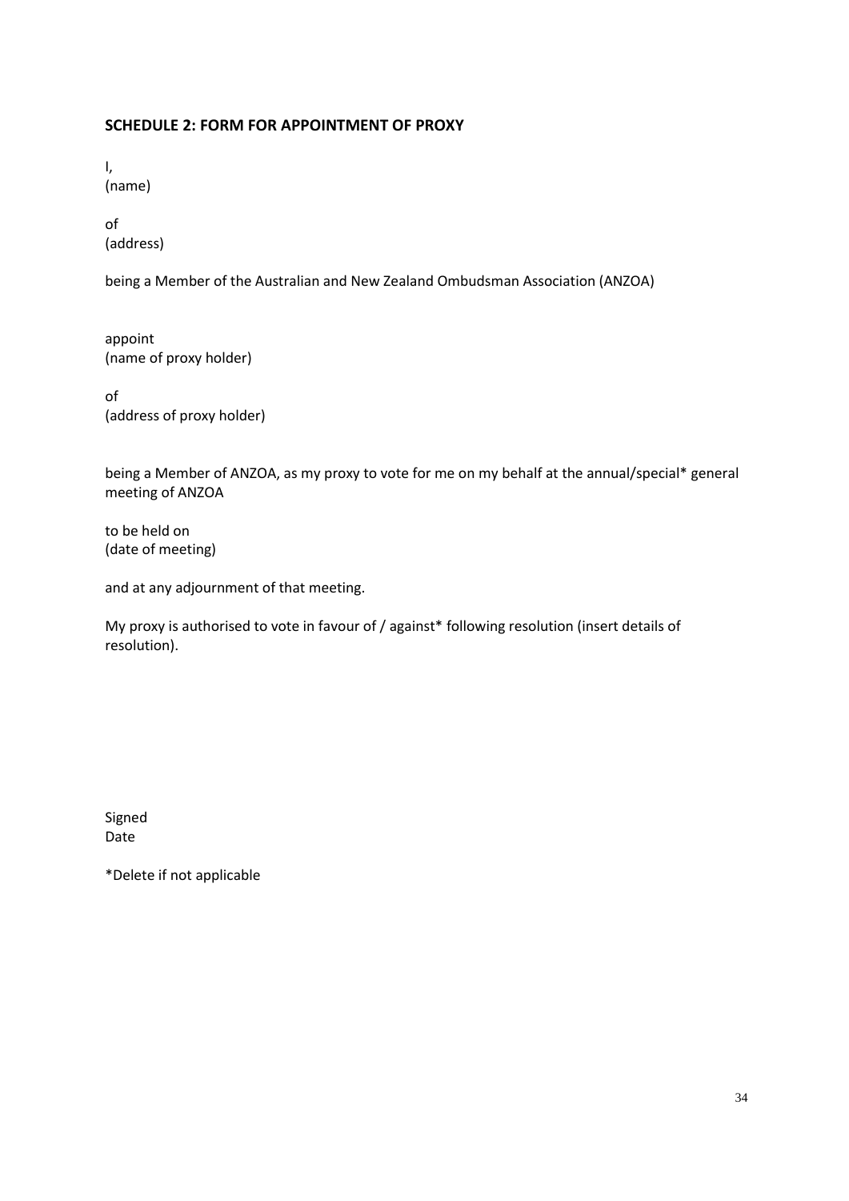## SCHEDULE 2: FORM FOR APPOINTMENT OF PROXY

I,
(name)

of
(address)

being a Member of the Australian and New Zealand Ombudsman Association (ANZOA)

appoint
(name of proxy holder)

of
(address of proxy holder)

being a Member of ANZOA, as my proxy to vote for me on my behalf at the annual/special* general meeting of ANZOA

to be held on
(date of meeting)

and at any adjournment of that meeting.

My proxy is authorised to vote in favour of / against* following resolution (insert details of resolution).

Signed
Date

*Delete if not applicable